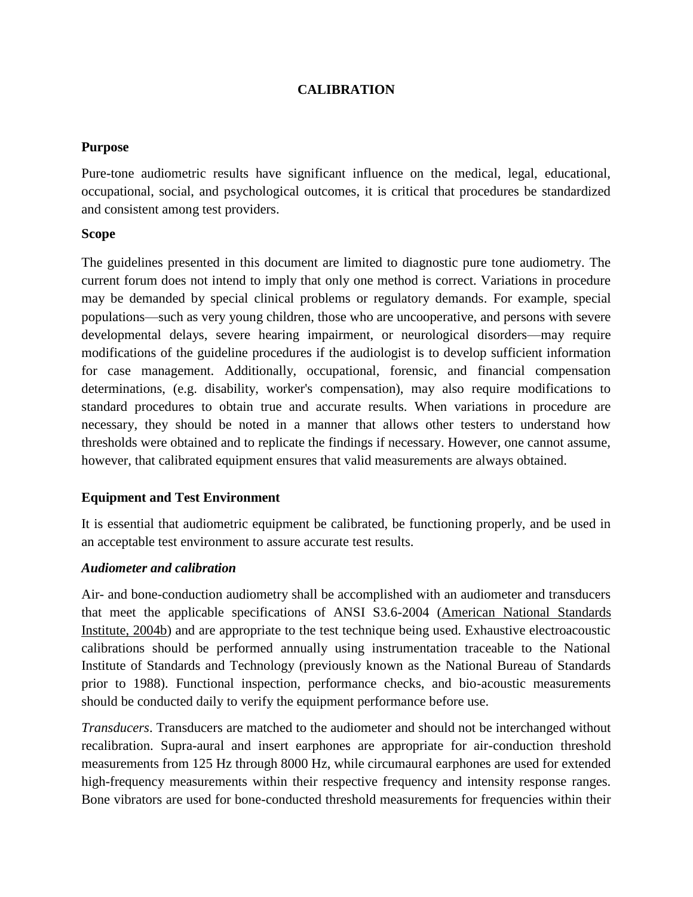# CALIBRATION

## Purpose

Pure-tone audiometric results have significant influence on the medical, legal, educational, occupational, social, and psychological outcomes, it is critical that procedures be standardized and consistent among test providers.

## Scope

The guidelines presented in this document are limited to diagnostic pure tone audiometry. The current forum does not intend to imply that only one method is correct. Variations in procedure may be demanded by special clinical problems or regulatory demands. For example, special populations—such as very young children, those who are uncooperative, and persons with severe developmental delays, severe hearing impairment, or neurological disorders—may require modifications of the guideline procedures if the audiologist is to develop sufficient information for case management. Additionally, occupational, forensic, and financial compensation determinations, (e.g. disability, worker's compensation), may also require modifications to standard procedures to obtain true and accurate results. When variations in procedure are necessary, they should be noted in a manner that allows other testers to understand how thresholds were obtained and to replicate the findings if necessary. However, one cannot assume, however, that calibrated equipment ensures that valid measurements are always obtained.

## Equipment and Test Environment

It is essential that audiometric equipment be calibrated, be functioning properly, and be used in an acceptable test environment to assure accurate test results.

### *Audiometer and calibration*

Air- and bone-conduction audiometry shall be accomplished with an audiometer and transducers that meet the applicable specifications of ANSI S3.6-2004 (American National Standards Institute, 2004b) and are appropriate to the test technique being used. Exhaustive electroacoustic calibrations should be performed annually using instrumentation traceable to the National Institute of Standards and Technology (previously known as the National Bureau of Standards prior to 1988). Functional inspection, performance checks, and bio-acoustic measurements should be conducted daily to verify the equipment performance before use.

*Transducers*. Transducers are matched to the audiometer and should not be interchanged without recalibration. Supra-aural and insert earphones are appropriate for air-conduction threshold measurements from 125 Hz through 8000 Hz, while circumaural earphones are used for extended high-frequency measurements within their respective frequency and intensity response ranges. Bone vibrators are used for bone-conducted threshold measurements for frequencies within their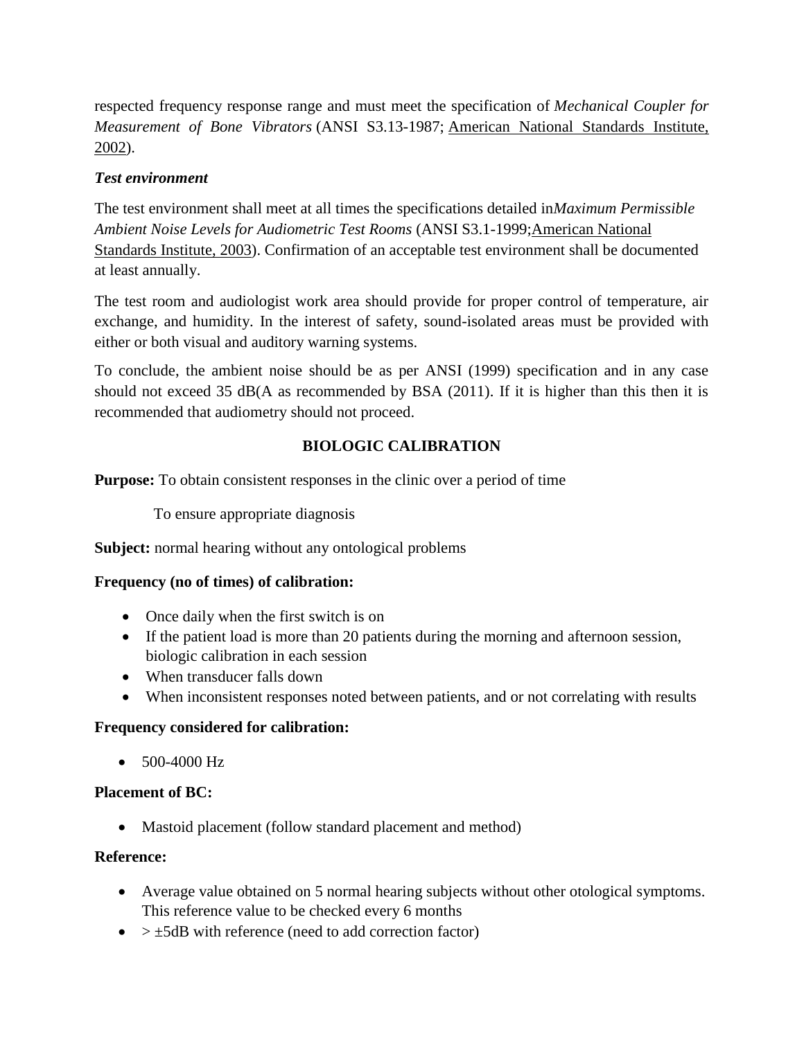respected frequency response range and must meet the specification of *Mechanical Coupler for Measurement of Bone Vibrators* (ANSI S3.13-1987; American National Standards Institute, 2002).

### *Test environment*

The test environment shall meet at all times the specifications detailed in*Maximum Permissible Ambient Noise Levels for Audiometric Test Rooms* (ANSI S3.1-1999;American National Standards Institute, 2003). Confirmation of an acceptable test environment shall be documented at least annually.

The test room and audiologist work area should provide for proper control of temperature, air exchange, and humidity. In the interest of safety, sound-isolated areas must be provided with either or both visual and auditory warning systems.

To conclude, the ambient noise should be as per ANSI (1999) specification and in any case should not exceed 35 dB(A as recommended by BSA (2011). If it is higher than this then it is recommended that audiometry should not proceed.

## BIOLOGIC CALIBRATION

**Purpose:** To obtain consistent responses in the clinic over a period of time

To ensure appropriate diagnosis

**Subject:** normal hearing without any ontological problems

**Frequency (no of times) of calibration:**

- Once daily when the first switch is on
- If the patient load is more than 20 patients during the morning and afternoon session, biologic calibration in each session
- When transducer falls down
- When inconsistent responses noted between patients, and or not correlating with results

**Frequency considered for calibration:**

- 500-4000 Hz

**Placement of BC:**

- Mastoid placement (follow standard placement and method)

**Reference:**

- Average value obtained on 5 normal hearing subjects without other otological symptoms. This reference value to be checked every 6 months
- $> \pm 5$dB with reference (need to add correction factor)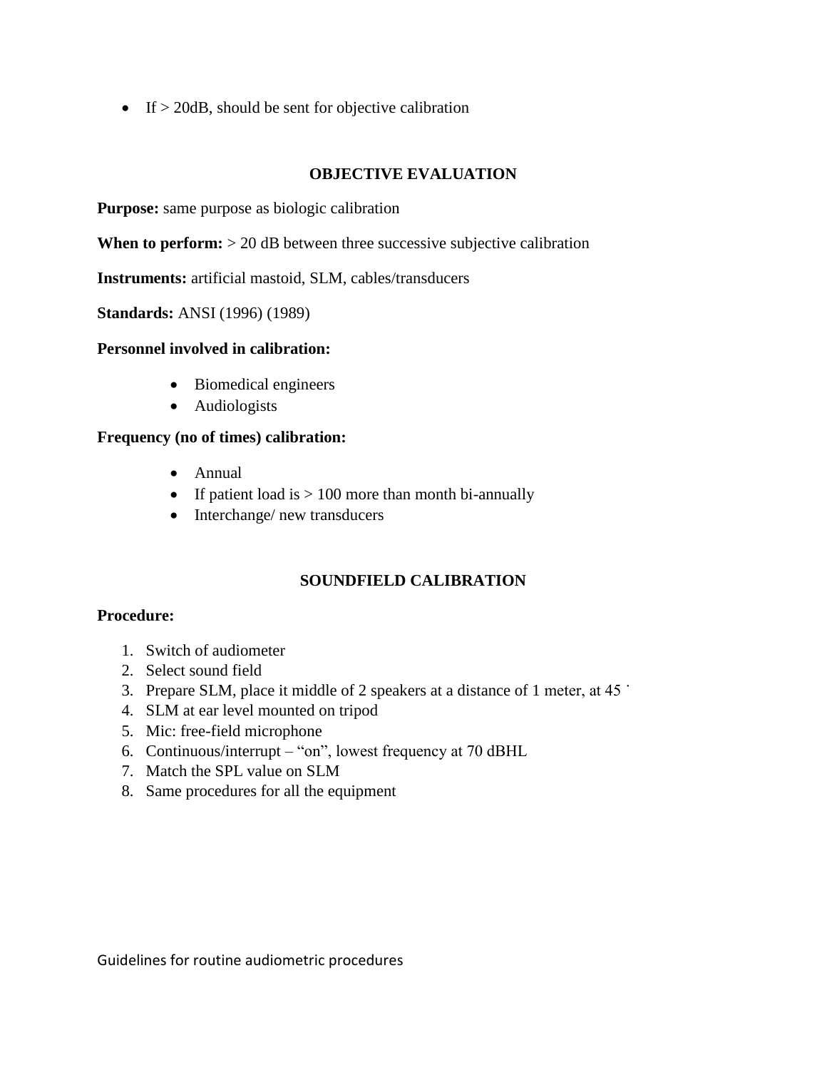- If > 20dB, should be sent for objective calibration

## OBJECTIVE EVALUATION

**Purpose:** same purpose as biologic calibration

**When to perform:** > 20 dB between three successive subjective calibration

**Instruments:** artificial mastoid, SLM, cables/transducers

**Standards:** ANSI (1996) (1989)

**Personnel involved in calibration:**

- Biomedical engineers
- Audiologists

**Frequency (no of times) calibration:**

- Annual
- If patient load is > 100 more than month bi-annually
- Interchange/ new transducers

## SOUNDFIELD CALIBRATION

**Procedure:**

1. Switch of audiometer
2. Select sound field
3. Prepare SLM, place it middle of 2 speakers at a distance of 1 meter, at 45 ˙
4. SLM at ear level mounted on tripod
5. Mic: free-field microphone
6. Continuous/interrupt – "on", lowest frequency at 70 dBHL
7. Match the SPL value on SLM
8. Same procedures for all the equipment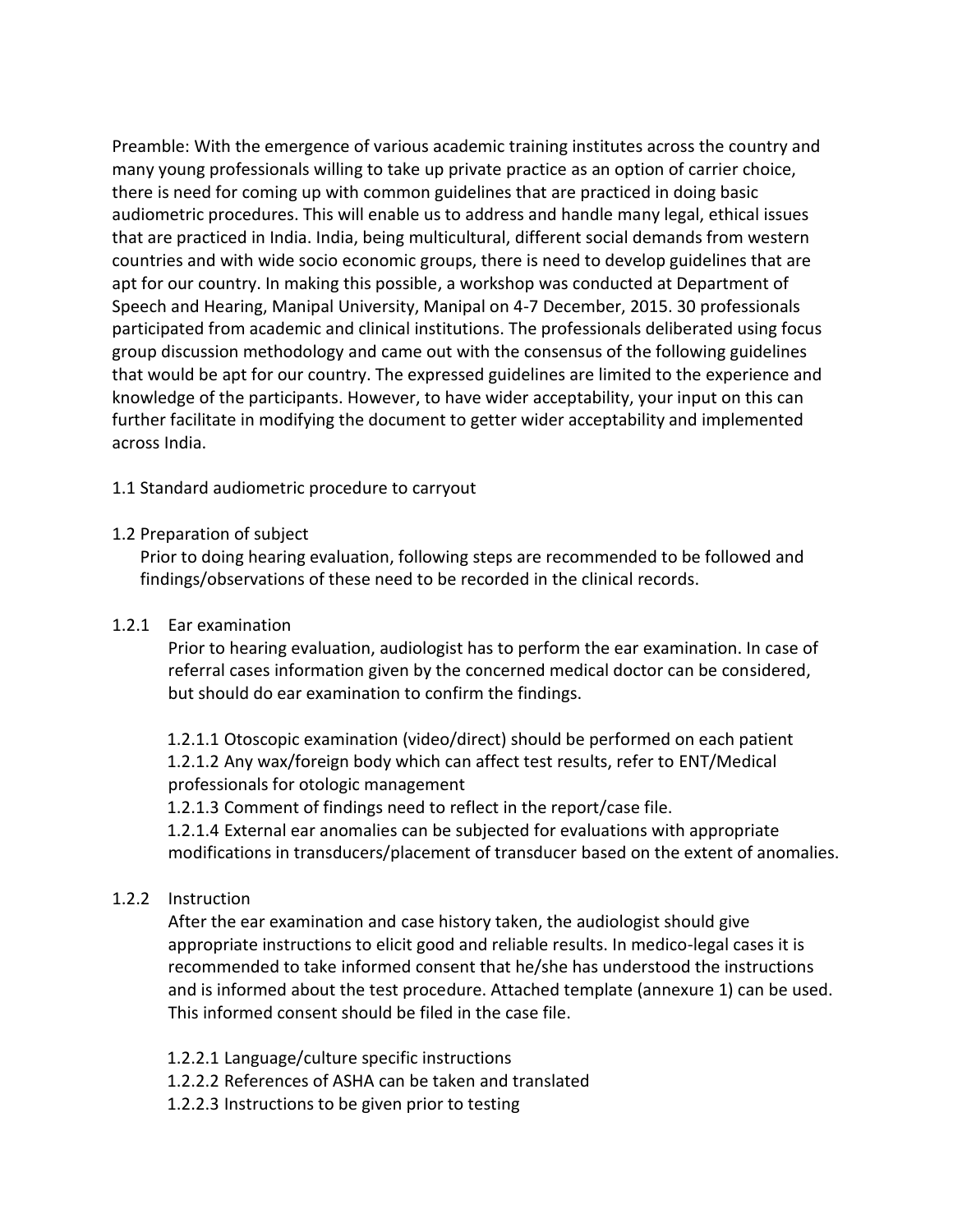Preamble: With the emergence of various academic training institutes across the country and many young professionals willing to take up private practice as an option of carrier choice, there is need for coming up with common guidelines that are practiced in doing basic audiometric procedures. This will enable us to address and handle many legal, ethical issues that are practiced in India. India, being multicultural, different social demands from western countries and with wide socio economic groups, there is need to develop guidelines that are apt for our country. In making this possible, a workshop was conducted at Department of Speech and Hearing, Manipal University, Manipal on 4-7 December, 2015. 30 professionals participated from academic and clinical institutions. The professionals deliberated using focus group discussion methodology and came out with the consensus of the following guidelines that would be apt for our country. The expressed guidelines are limited to the experience and knowledge of the participants. However, to have wider acceptability, your input on this can further facilitate in modifying the document to getter wider acceptability and implemented across India.

1.1 Standard audiometric procedure to carryout

1.2 Preparation of subject

Prior to doing hearing evaluation, following steps are recommended to be followed and findings/observations of these need to be recorded in the clinical records.

1.2.1 Ear examination

Prior to hearing evaluation, audiologist has to perform the ear examination. In case of referral cases information given by the concerned medical doctor can be considered, but should do ear examination to confirm the findings.

1.2.1.1 Otoscopic examination (video/direct) should be performed on each patient

1.2.1.2 Any wax/foreign body which can affect test results, refer to ENT/Medical professionals for otologic management

1.2.1.3 Comment of findings need to reflect in the report/case file.

1.2.1.4 External ear anomalies can be subjected for evaluations with appropriate modifications in transducers/placement of transducer based on the extent of anomalies.

1.2.2 Instruction

After the ear examination and case history taken, the audiologist should give appropriate instructions to elicit good and reliable results. In medico-legal cases it is recommended to take informed consent that he/she has understood the instructions and is informed about the test procedure. Attached template (annexure 1) can be used. This informed consent should be filed in the case file.

1.2.2.1 Language/culture specific instructions

1.2.2.2 References of ASHA can be taken and translated

1.2.2.3 Instructions to be given prior to testing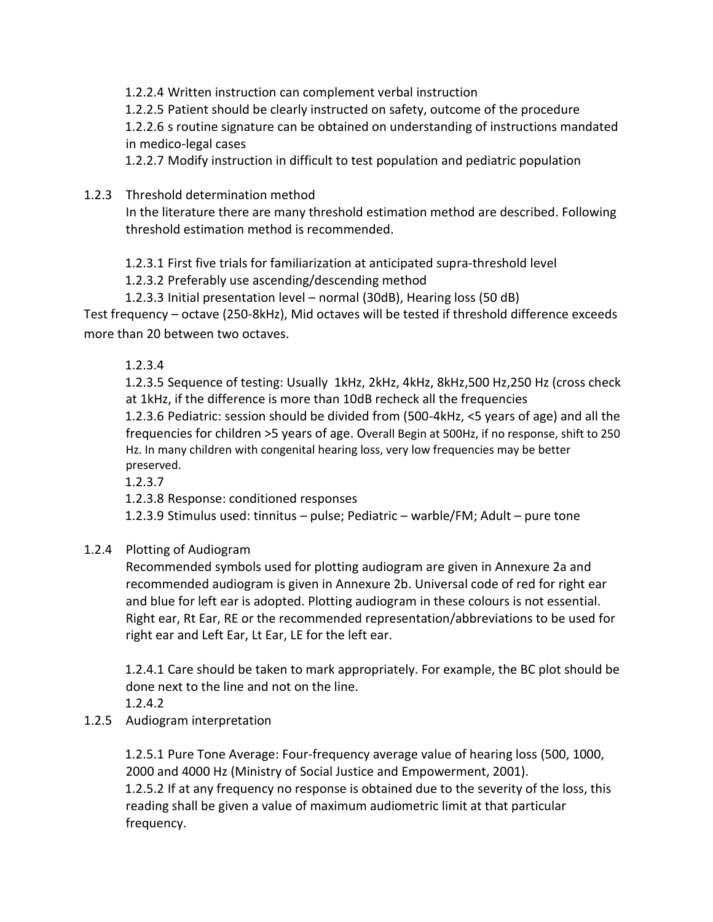1.2.2.4 Written instruction can complement verbal instruction

1.2.2.5 Patient should be clearly instructed on safety, outcome of the procedure

1.2.2.6 s routine signature can be obtained on understanding of instructions mandated in medico-legal cases

1.2.2.7 Modify instruction in difficult to test population and pediatric population

### 1.2.3 Threshold determination method

In the literature there are many threshold estimation method are described. Following threshold estimation method is recommended.

1.2.3.1 First five trials for familiarization at anticipated supra-threshold level

1.2.3.2 Preferably use ascending/descending method

1.2.3.3 Initial presentation level – normal (30dB), Hearing loss (50 dB)

Test frequency – octave (250-8kHz), Mid octaves will be tested if threshold difference exceeds more than 20 between two octaves.

1.2.3.4

1.2.3.5 Sequence of testing: Usually 1kHz, 2kHz, 4kHz, 8kHz,500 Hz,250 Hz (cross check at 1kHz, if the difference is more than 10dB recheck all the frequencies

1.2.3.6 Pediatric: session should be divided from (500-4kHz, <5 years of age) and all the frequencies for children >5 years of age. Overall Begin at 500Hz, if no response, shift to 250 Hz. In many children with congenital hearing loss, very low frequencies may be better preserved.

1.2.3.7

1.2.3.8 Response: conditioned responses

1.2.3.9 Stimulus used: tinnitus – pulse; Pediatric – warble/FM; Adult – pure tone

### 1.2.4 Plotting of Audiogram

Recommended symbols used for plotting audiogram are given in Annexure 2a and recommended audiogram is given in Annexure 2b. Universal code of red for right ear and blue for left ear is adopted. Plotting audiogram in these colours is not essential. Right ear, Rt Ear, RE or the recommended representation/abbreviations to be used for right ear and Left Ear, Lt Ear, LE for the left ear.

1.2.4.1 Care should be taken to mark appropriately. For example, the BC plot should be done next to the line and not on the line.

1.2.4.2

### 1.2.5 Audiogram interpretation

1.2.5.1 Pure Tone Average: Four-frequency average value of hearing loss (500, 1000, 2000 and 4000 Hz (Ministry of Social Justice and Empowerment, 2001).

1.2.5.2 If at any frequency no response is obtained due to the severity of the loss, this reading shall be given a value of maximum audiometric limit at that particular frequency.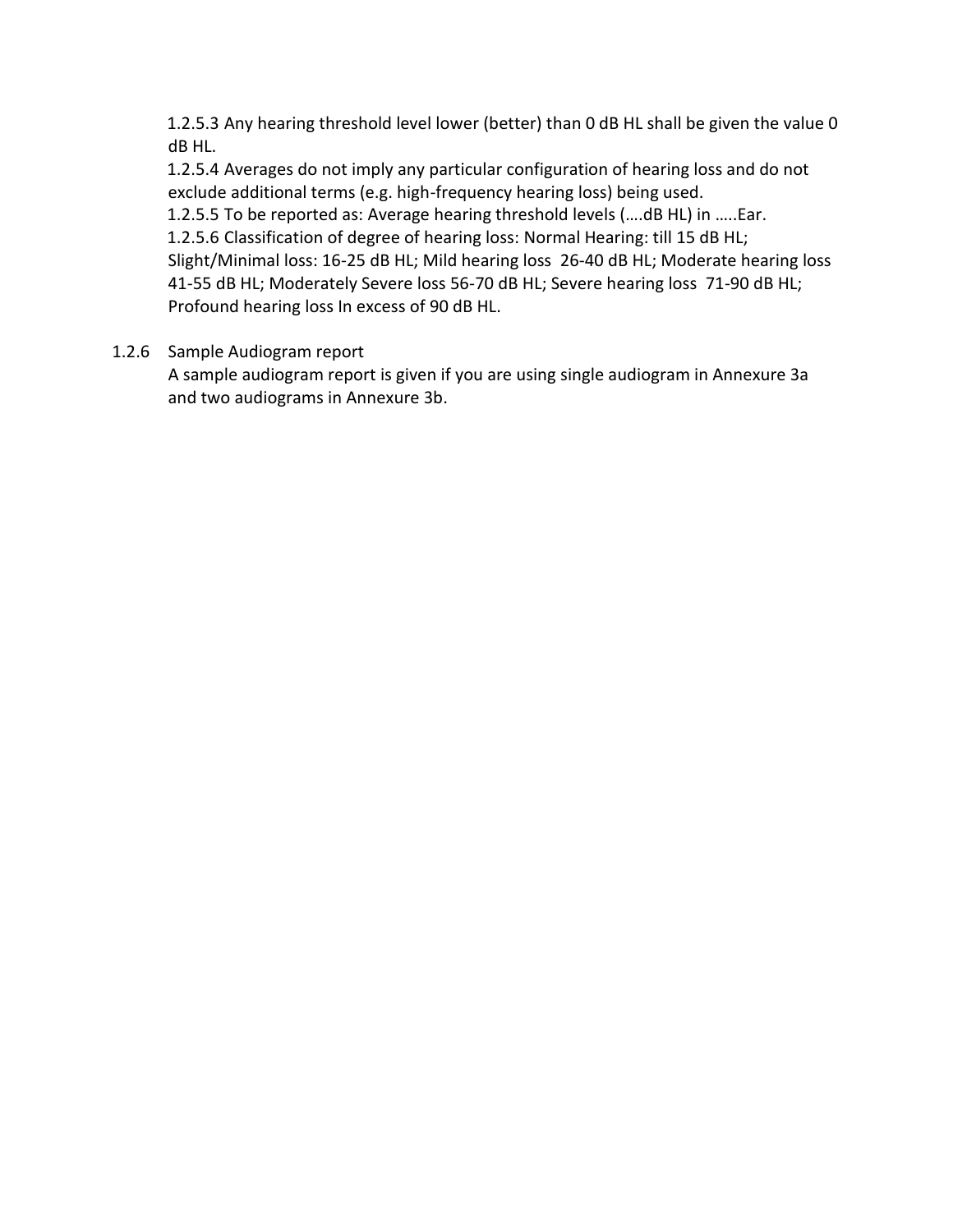1.2.5.3 Any hearing threshold level lower (better) than 0 dB HL shall be given the value 0 dB HL.

1.2.5.4 Averages do not imply any particular configuration of hearing loss and do not exclude additional terms (e.g. high-frequency hearing loss) being used.

1.2.5.5 To be reported as: Average hearing threshold levels (….dB HL) in …..Ear.

1.2.5.6 Classification of degree of hearing loss: Normal Hearing: till 15 dB HL; Slight/Minimal loss: 16-25 dB HL; Mild hearing loss 26-40 dB HL; Moderate hearing loss 41-55 dB HL; Moderately Severe loss 56-70 dB HL; Severe hearing loss 71-90 dB HL; Profound hearing loss In excess of 90 dB HL.

1.2.6 Sample Audiogram report

A sample audiogram report is given if you are using single audiogram in Annexure 3a and two audiograms in Annexure 3b.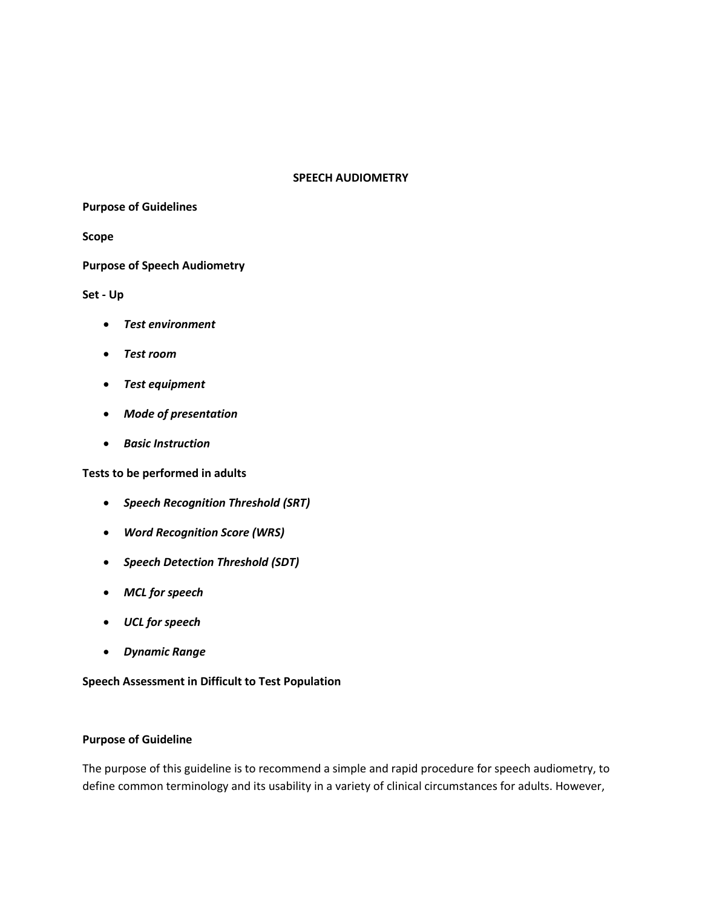# SPEECH AUDIOMETRY

**Purpose of Guidelines**

**Scope**

**Purpose of Speech Audiometry**

**Set - Up**

- ***Test environment***
- ***Test room***
- ***Test equipment***
- ***Mode of presentation***
- ***Basic Instruction***

**Tests to be performed in adults**

- ***Speech Recognition Threshold (SRT)***
- ***Word Recognition Score (WRS)***
- ***Speech Detection Threshold (SDT)***
- ***MCL for speech***
- ***UCL for speech***
- ***Dynamic Range***

**Speech Assessment in Difficult to Test Population**

## Purpose of Guideline

The purpose of this guideline is to recommend a simple and rapid procedure for speech audiometry, to define common terminology and its usability in a variety of clinical circumstances for adults. However,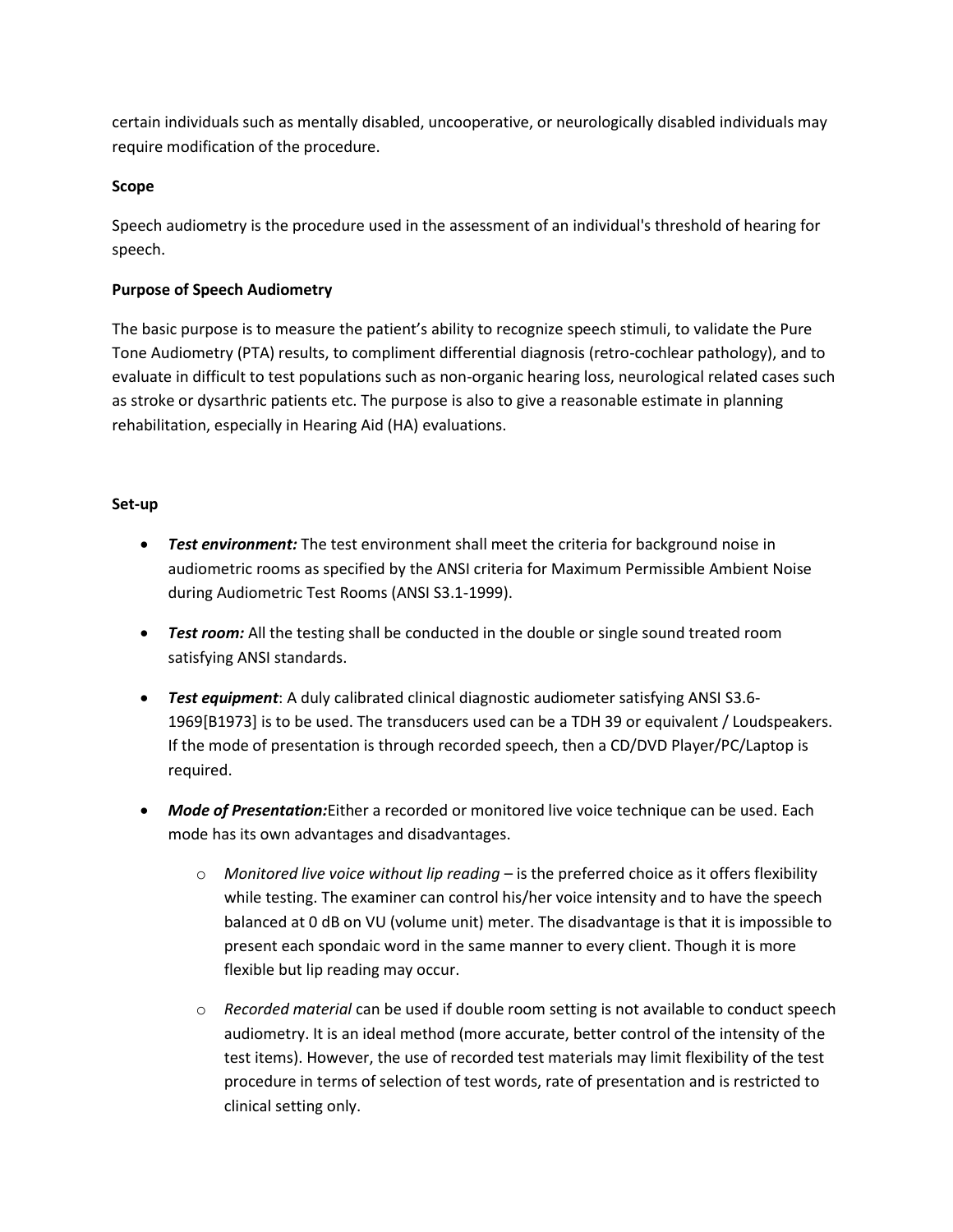certain individuals such as mentally disabled, uncooperative, or neurologically disabled individuals may require modification of the procedure.

**Scope**

Speech audiometry is the procedure used in the assessment of an individual's threshold of hearing for speech.

**Purpose of Speech Audiometry**

The basic purpose is to measure the patient's ability to recognize speech stimuli, to validate the Pure Tone Audiometry (PTA) results, to compliment differential diagnosis (retro-cochlear pathology), and to evaluate in difficult to test populations such as non-organic hearing loss, neurological related cases such as stroke or dysarthric patients etc. The purpose is also to give a reasonable estimate in planning rehabilitation, especially in Hearing Aid (HA) evaluations.

**Set-up**

- ***Test environment:*** The test environment shall meet the criteria for background noise in audiometric rooms as specified by the ANSI criteria for Maximum Permissible Ambient Noise during Audiometric Test Rooms (ANSI S3.1-1999).
- ***Test room:*** All the testing shall be conducted in the double or single sound treated room satisfying ANSI standards.
- ***Test equipment***: A duly calibrated clinical diagnostic audiometer satisfying ANSI S3.6-1969[B1973] is to be used. The transducers used can be a TDH 39 or equivalent / Loudspeakers. If the mode of presentation is through recorded speech, then a CD/DVD Player/PC/Laptop is required.
- ***Mode of Presentation:***Either a recorded or monitored live voice technique can be used. Each mode has its own advantages and disadvantages.
  - *Monitored live voice without lip reading* – is the preferred choice as it offers flexibility while testing. The examiner can control his/her voice intensity and to have the speech balanced at 0 dB on VU (volume unit) meter. The disadvantage is that it is impossible to present each spondaic word in the same manner to every client. Though it is more flexible but lip reading may occur.
  - *Recorded material* can be used if double room setting is not available to conduct speech audiometry. It is an ideal method (more accurate, better control of the intensity of the test items). However, the use of recorded test materials may limit flexibility of the test procedure in terms of selection of test words, rate of presentation and is restricted to clinical setting only.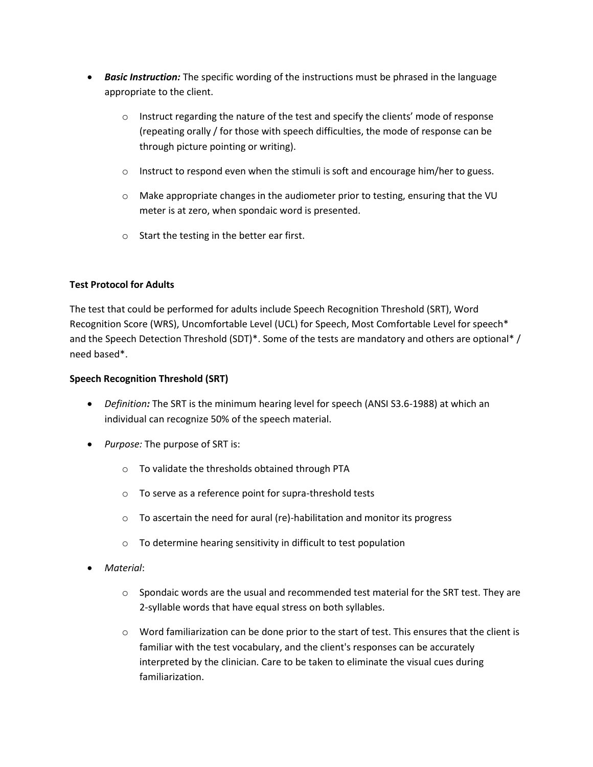- ***Basic Instruction:*** The specific wording of the instructions must be phrased in the language appropriate to the client.
  - Instruct regarding the nature of the test and specify the clients' mode of response (repeating orally / for those with speech difficulties, the mode of response can be through picture pointing or writing).
  - Instruct to respond even when the stimuli is soft and encourage him/her to guess.
  - Make appropriate changes in the audiometer prior to testing, ensuring that the VU meter is at zero, when spondaic word is presented.
  - Start the testing in the better ear first.

**Test Protocol for Adults**

The test that could be performed for adults include Speech Recognition Threshold (SRT), Word Recognition Score (WRS), Uncomfortable Level (UCL) for Speech, Most Comfortable Level for speech* and the Speech Detection Threshold (SDT)*. Some of the tests are mandatory and others are optional* / need based*.

**Speech Recognition Threshold (SRT)**

- *Definition**:*** The SRT is the minimum hearing level for speech (ANSI S3.6-1988) at which an individual can recognize 50% of the speech material.
- *Purpose:* The purpose of SRT is:
  - To validate the thresholds obtained through PTA
  - To serve as a reference point for supra-threshold tests
  - To ascertain the need for aural (re)-habilitation and monitor its progress
  - To determine hearing sensitivity in difficult to test population
- *Material*:
  - Spondaic words are the usual and recommended test material for the SRT test. They are 2-syllable words that have equal stress on both syllables.
  - Word familiarization can be done prior to the start of test. This ensures that the client is familiar with the test vocabulary, and the client's responses can be accurately interpreted by the clinician. Care to be taken to eliminate the visual cues during familiarization.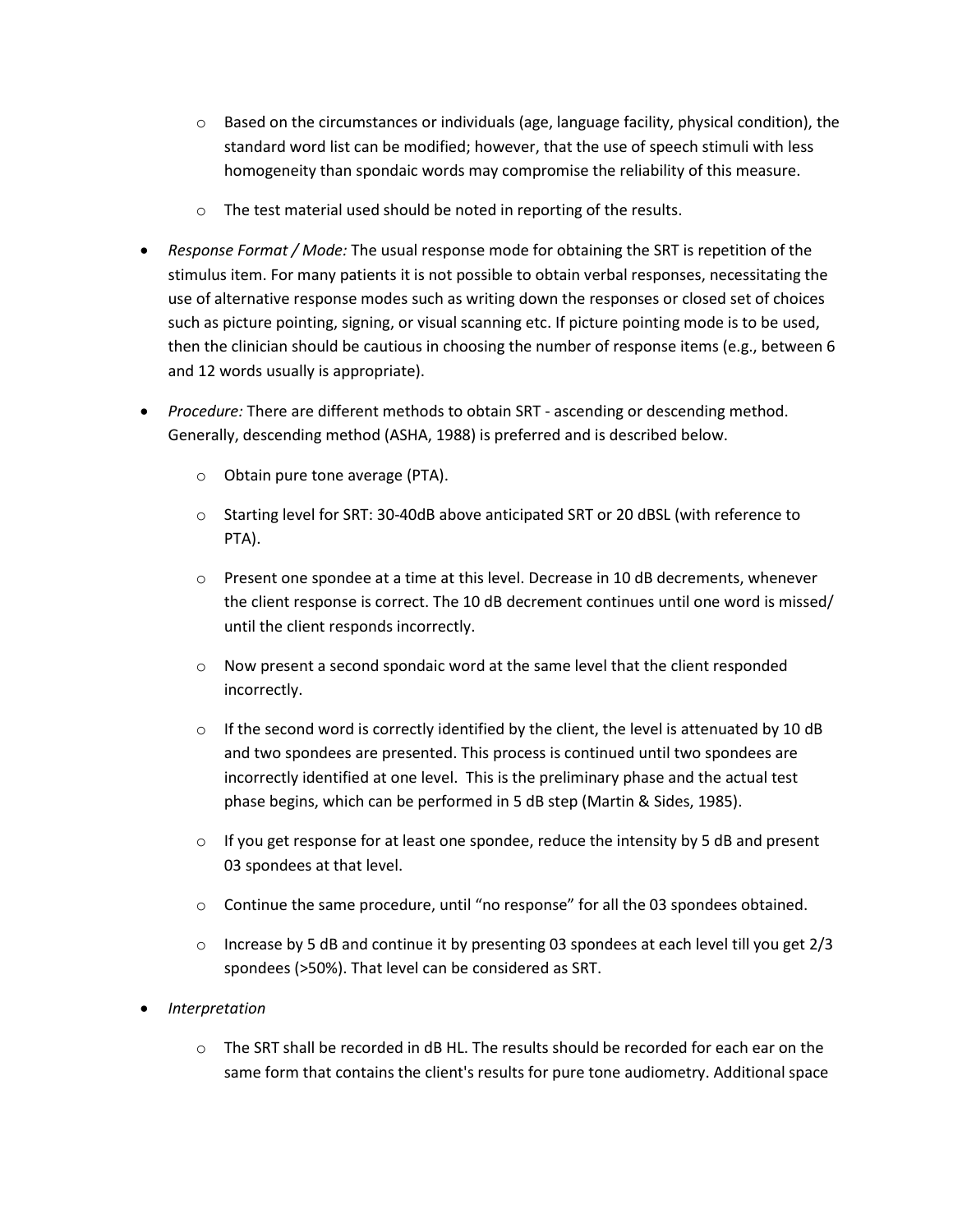- Based on the circumstances or individuals (age, language facility, physical condition), the standard word list can be modified; however, that the use of speech stimuli with less homogeneity than spondaic words may compromise the reliability of this measure.
  - The test material used should be noted in reporting of the results.

- *Response Format / Mode:* The usual response mode for obtaining the SRT is repetition of the stimulus item. For many patients it is not possible to obtain verbal responses, necessitating the use of alternative response modes such as writing down the responses or closed set of choices such as picture pointing, signing, or visual scanning etc. If picture pointing mode is to be used, then the clinician should be cautious in choosing the number of response items (e.g., between 6 and 12 words usually is appropriate).

- *Procedure:* There are different methods to obtain SRT - ascending or descending method. Generally, descending method (ASHA, 1988) is preferred and is described below.
  - Obtain pure tone average (PTA).
  - Starting level for SRT: 30-40dB above anticipated SRT or 20 dBSL (with reference to PTA).
  - Present one spondee at a time at this level. Decrease in 10 dB decrements, whenever the client response is correct. The 10 dB decrement continues until one word is missed/ until the client responds incorrectly.
  - Now present a second spondaic word at the same level that the client responded incorrectly.
  - If the second word is correctly identified by the client, the level is attenuated by 10 dB and two spondees are presented. This process is continued until two spondees are incorrectly identified at one level. This is the preliminary phase and the actual test phase begins, which can be performed in 5 dB step (Martin & Sides, 1985).
  - If you get response for at least one spondee, reduce the intensity by 5 dB and present 03 spondees at that level.
  - Continue the same procedure, until "no response" for all the 03 spondees obtained.
  - Increase by 5 dB and continue it by presenting 03 spondees at each level till you get 2/3 spondees (>50%). That level can be considered as SRT.

- *Interpretation*
  - The SRT shall be recorded in dB HL. The results should be recorded for each ear on the same form that contains the client's results for pure tone audiometry. Additional space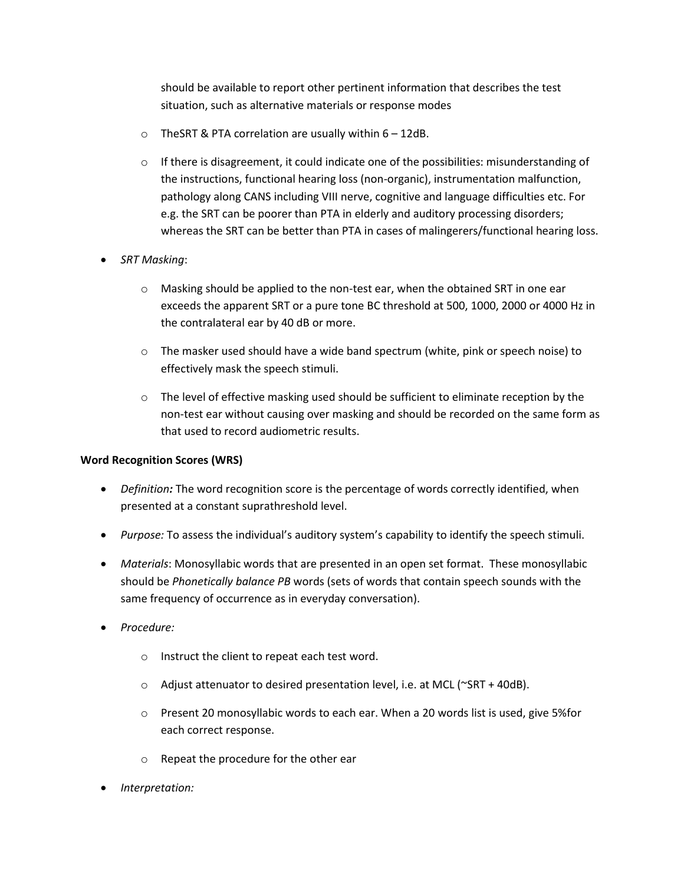should be available to report other pertinent information that describes the test situation, such as alternative materials or response modes

  - TheSRT & PTA correlation are usually within 6 – 12dB.
  - If there is disagreement, it could indicate one of the possibilities: misunderstanding of the instructions, functional hearing loss (non-organic), instrumentation malfunction, pathology along CANS including VIII nerve, cognitive and language difficulties etc. For e.g. the SRT can be poorer than PTA in elderly and auditory processing disorders; whereas the SRT can be better than PTA in cases of malingerers/functional hearing loss.

- *SRT Masking*:
  - Masking should be applied to the non-test ear, when the obtained SRT in one ear exceeds the apparent SRT or a pure tone BC threshold at 500, 1000, 2000 or 4000 Hz in the contralateral ear by 40 dB or more.
  - The masker used should have a wide band spectrum (white, pink or speech noise) to effectively mask the speech stimuli.
  - The level of effective masking used should be sufficient to eliminate reception by the non-test ear without causing over masking and should be recorded on the same form as that used to record audiometric results.

**Word Recognition Scores (WRS)**

- ***Definition:*** The word recognition score is the percentage of words correctly identified, when presented at a constant suprathreshold level.
- *Purpose:* To assess the individual's auditory system's capability to identify the speech stimuli.
- *Materials*: Monosyllabic words that are presented in an open set format. These monosyllabic should be *Phonetically balance PB* words (sets of words that contain speech sounds with the same frequency of occurrence as in everyday conversation).
- *Procedure:*
  - Instruct the client to repeat each test word.
  - Adjust attenuator to desired presentation level, i.e. at MCL (~SRT + 40dB).
  - Present 20 monosyllabic words to each ear. When a 20 words list is used, give 5%for each correct response.
  - Repeat the procedure for the other ear
- *Interpretation:*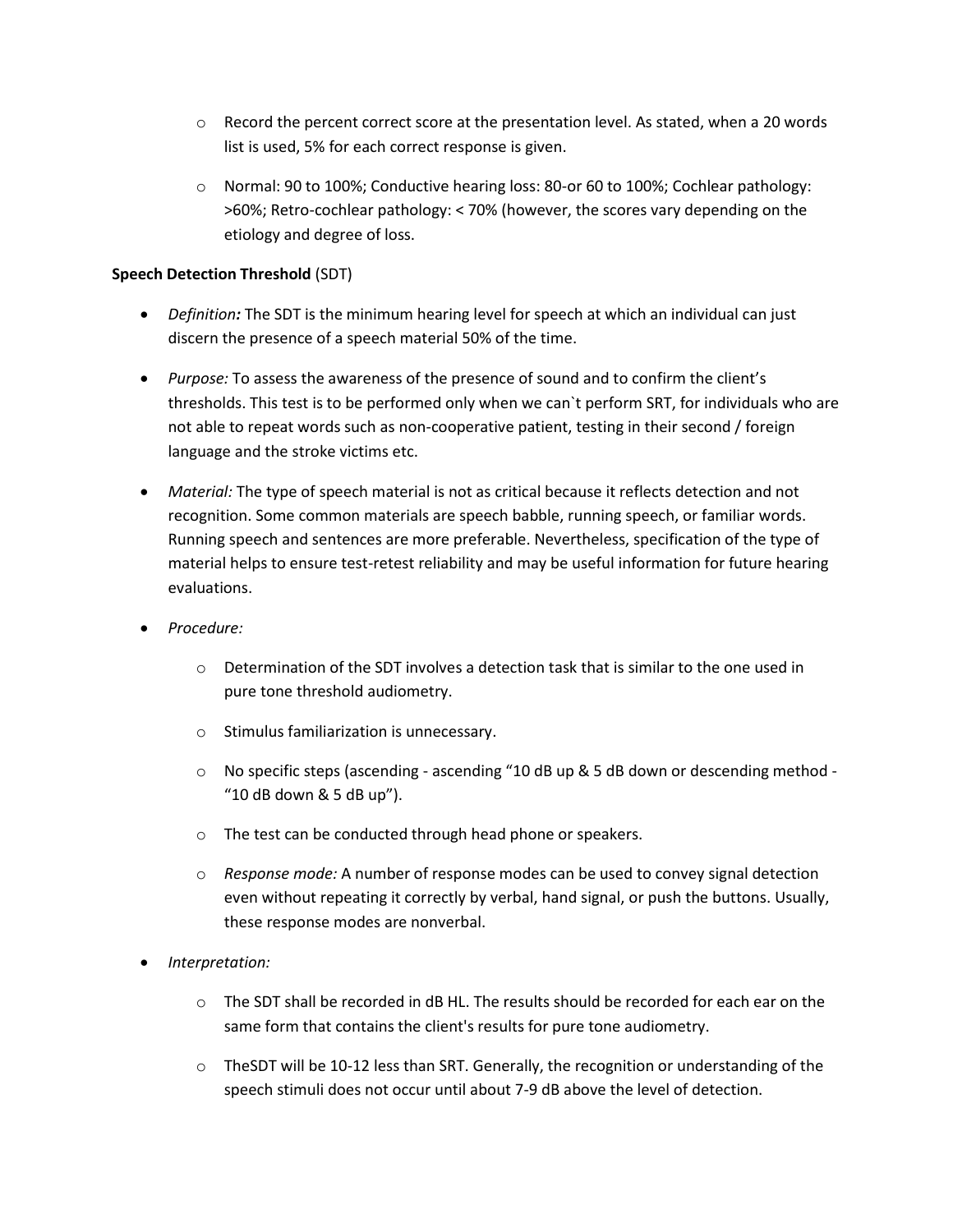- Record the percent correct score at the presentation level. As stated, when a 20 words list is used, 5% for each correct response is given.
- Normal: 90 to 100%; Conductive hearing loss: 80-or 60 to 100%; Cochlear pathology: >60%; Retro-cochlear pathology: < 70% (however, the scores vary depending on the etiology and degree of loss.

**Speech Detection Threshold** (SDT)

- *Definition:* The SDT is the minimum hearing level for speech at which an individual can just discern the presence of a speech material 50% of the time.
- *Purpose:* To assess the awareness of the presence of sound and to confirm the client's thresholds. This test is to be performed only when we can`t perform SRT, for individuals who are not able to repeat words such as non-cooperative patient, testing in their second / foreign language and the stroke victims etc.
- *Material:* The type of speech material is not as critical because it reflects detection and not recognition. Some common materials are speech babble, running speech, or familiar words. Running speech and sentences are more preferable. Nevertheless, specification of the type of material helps to ensure test-retest reliability and may be useful information for future hearing evaluations.
- *Procedure:*
    - Determination of the SDT involves a detection task that is similar to the one used in pure tone threshold audiometry.
    - Stimulus familiarization is unnecessary.
    - No specific steps (ascending - ascending "10 dB up & 5 dB down or descending method - "10 dB down & 5 dB up").
    - The test can be conducted through head phone or speakers.
    - *Response mode:* A number of response modes can be used to convey signal detection even without repeating it correctly by verbal, hand signal, or push the buttons. Usually, these response modes are nonverbal.
- *Interpretation:*
    - The SDT shall be recorded in dB HL. The results should be recorded for each ear on the same form that contains the client's results for pure tone audiometry.
    - TheSDT will be 10-12 less than SRT. Generally, the recognition or understanding of the speech stimuli does not occur until about 7-9 dB above the level of detection.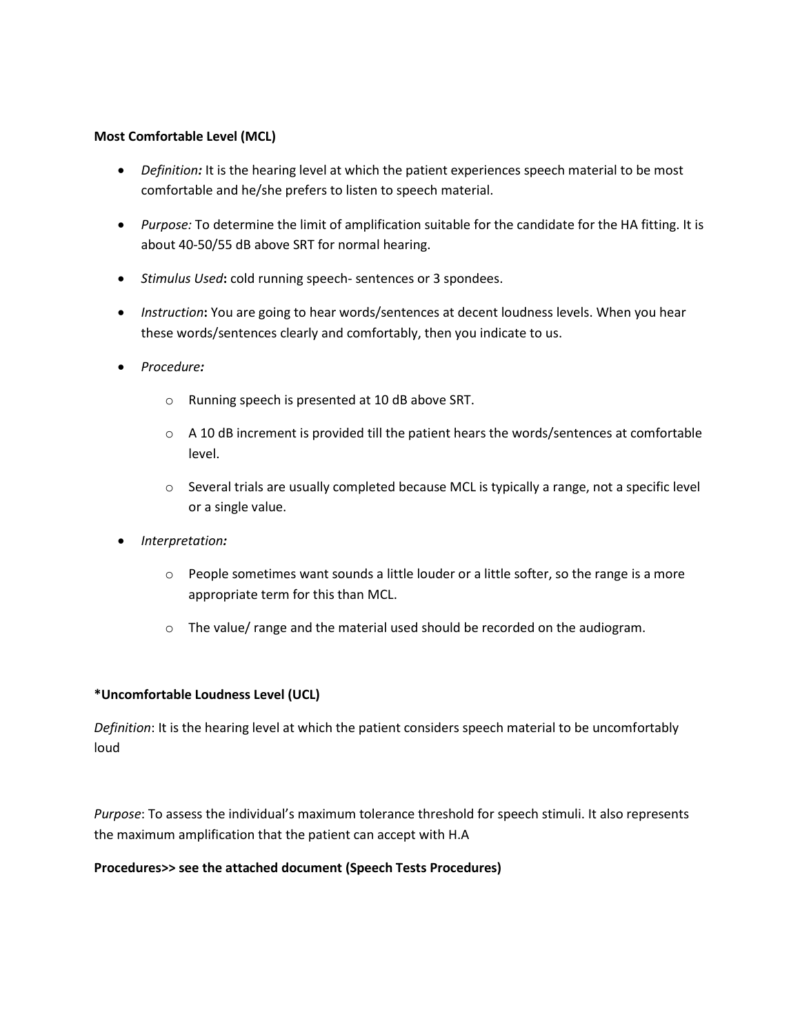**Most Comfortable Level (MCL)**

- *Definition:* It is the hearing level at which the patient experiences speech material to be most comfortable and he/she prefers to listen to speech material.

- *Purpose:* To determine the limit of amplification suitable for the candidate for the HA fitting. It is about 40-50/55 dB above SRT for normal hearing.

- *Stimulus Used*: cold running speech- sentences or 3 spondees.

- *Instruction*: You are going to hear words/sentences at decent loudness levels. When you hear these words/sentences clearly and comfortably, then you indicate to us.

- *Procedure:*

    - Running speech is presented at 10 dB above SRT.

    - A 10 dB increment is provided till the patient hears the words/sentences at comfortable level.

    - Several trials are usually completed because MCL is typically a range, not a specific level or a single value.

- *Interpretation:*

    - People sometimes want sounds a little louder or a little softer, so the range is a more appropriate term for this than MCL.

    - The value/ range and the material used should be recorded on the audiogram.

**\*Uncomfortable Loudness Level (UCL)**

*Definition*: It is the hearing level at which the patient considers speech material to be uncomfortably loud

*Purpose*: To assess the individual's maximum tolerance threshold for speech stimuli. It also represents the maximum amplification that the patient can accept with H.A

**Procedures>> see the attached document (Speech Tests Procedures)**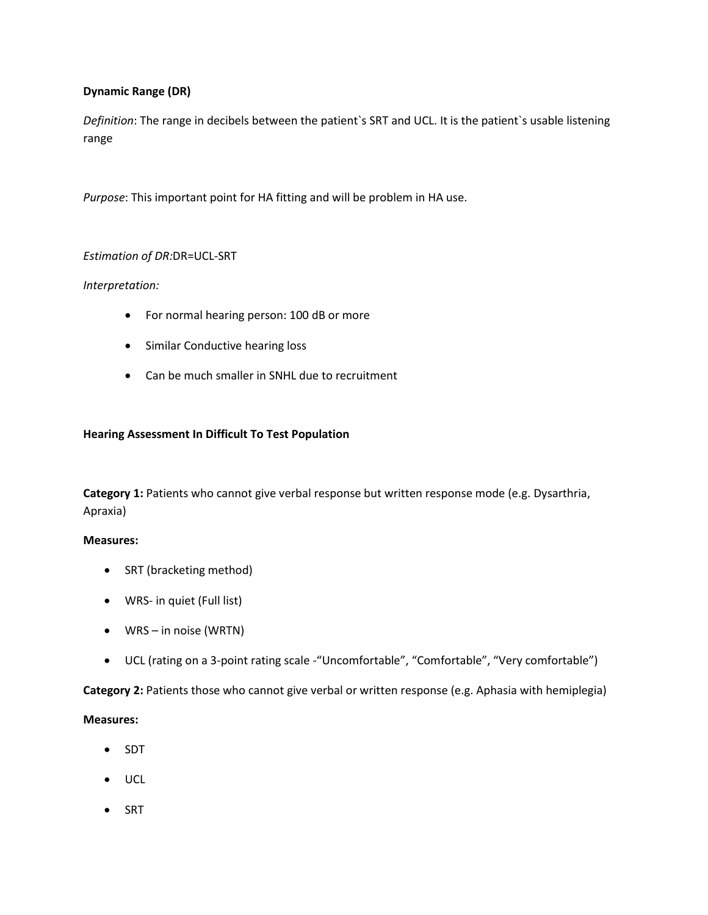**Dynamic Range (DR)**

*Definition*: The range in decibels between the patient`s SRT and UCL. It is the patient`s usable listening range

*Purpose*: This important point for HA fitting and will be problem in HA use.

*Estimation of DR:* DR=UCL-SRT

*Interpretation:*

- For normal hearing person: 100 dB or more
- Similar Conductive hearing loss
- Can be much smaller in SNHL due to recruitment

**Hearing Assessment In Difficult To Test Population**

**Category 1:** Patients who cannot give verbal response but written response mode (e.g. Dysarthria, Apraxia)

**Measures:**

- SRT (bracketing method)
- WRS- in quiet (Full list)
- WRS – in noise (WRTN)
- UCL (rating on a 3-point rating scale -"Uncomfortable", "Comfortable", "Very comfortable")

**Category 2:** Patients those who cannot give verbal or written response (e.g. Aphasia with hemiplegia)

**Measures:**

- SDT
- UCL
- SRT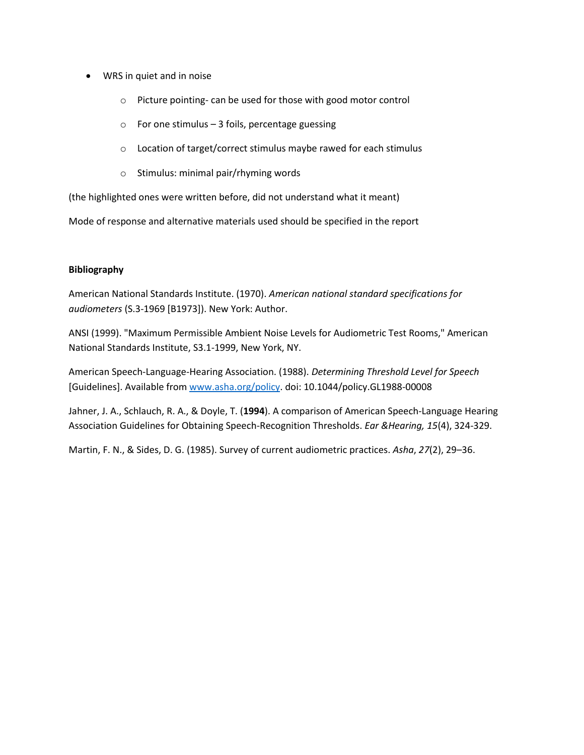- WRS in quiet and in noise
    - Picture pointing- can be used for those with good motor control
    - For one stimulus – 3 foils, percentage guessing
    - Location of target/correct stimulus maybe rawed for each stimulus
    - Stimulus: minimal pair/rhyming words

(the highlighted ones were written before, did not understand what it meant)

Mode of response and alternative materials used should be specified in the report

**Bibliography**

American National Standards Institute. (1970). *American national standard specifications for audiometers* (S.3-1969 [B1973]). New York: Author.

ANSI (1999). "Maximum Permissible Ambient Noise Levels for Audiometric Test Rooms," American National Standards Institute, S3.1-1999, New York, NY.

American Speech-Language-Hearing Association. (1988). *Determining Threshold Level for Speech* [Guidelines]. Available from [www.asha.org/policy](www.asha.org/policy). doi: 10.1044/policy.GL1988-00008

Jahner, J. A., Schlauch, R. A., & Doyle, T. (**1994**). A comparison of American Speech-Language Hearing Association Guidelines for Obtaining Speech-Recognition Thresholds. *Ear &Hearing, 15*(4), 324-329.

Martin, F. N., & Sides, D. G. (1985). Survey of current audiometric practices. *Asha*, *27*(2), 29–36.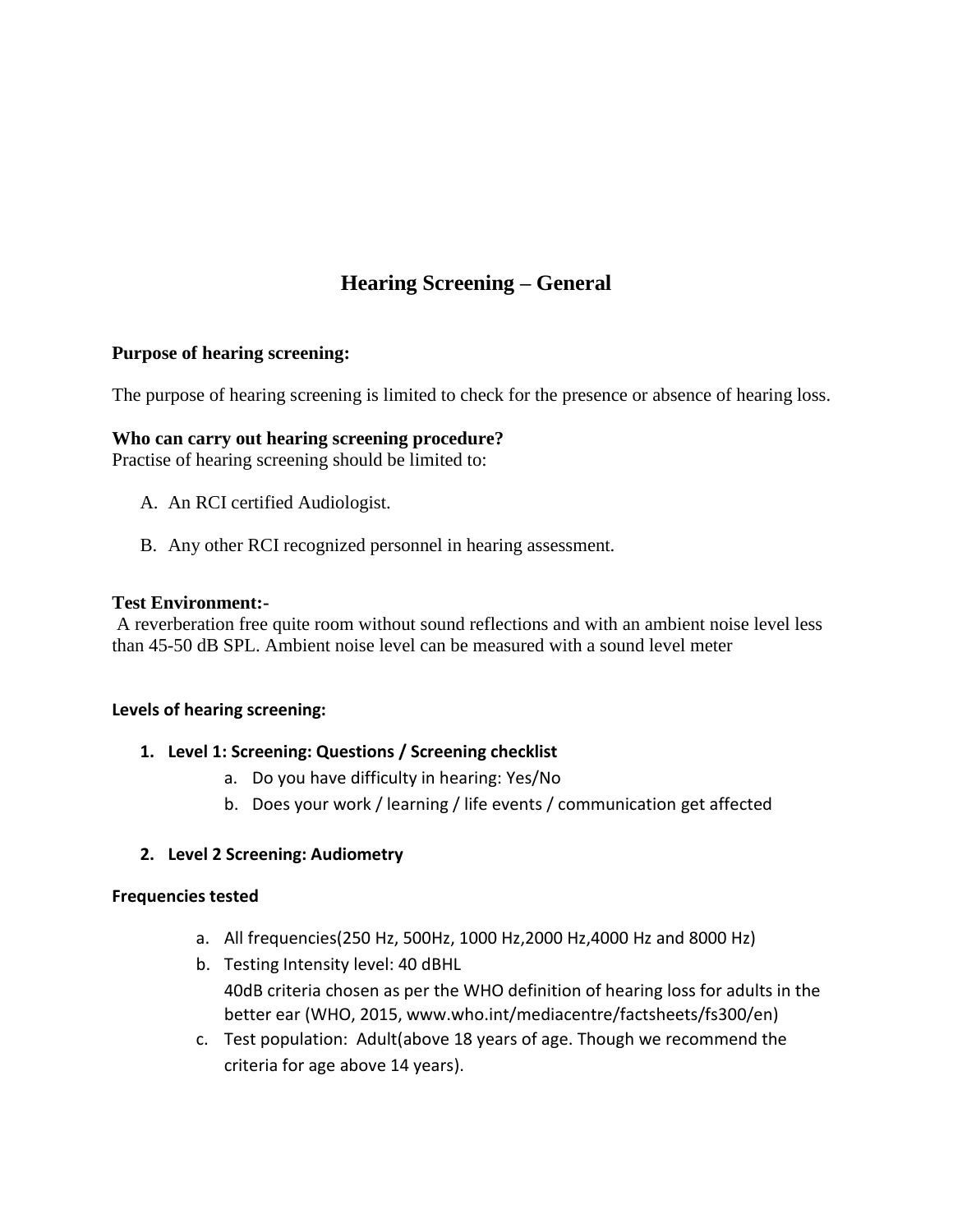# Hearing Screening – General

**Purpose of hearing screening:**

The purpose of hearing screening is limited to check for the presence or absence of hearing loss.

**Who can carry out hearing screening procedure?**

Practise of hearing screening should be limited to:

A. An RCI certified Audiologist.

B. Any other RCI recognized personnel in hearing assessment.

**Test Environment:-**

A reverberation free quite room without sound reflections and with an ambient noise level less than 45-50 dB SPL. Ambient noise level can be measured with a sound level meter

**Levels of hearing screening:**

1. **Level 1: Screening: Questions / Screening checklist**
   a. Do you have difficulty in hearing: Yes/No
   b. Does your work / learning / life events / communication get affected

2. **Level 2 Screening: Audiometry**

**Frequencies tested**

a. All frequencies(250 Hz, 500Hz, 1000 Hz,2000 Hz,4000 Hz and 8000 Hz)
b. Testing Intensity level: 40 dBHL
   40dB criteria chosen as per the WHO definition of hearing loss for adults in the better ear (WHO, 2015, www.who.int/mediacentre/factsheets/fs300/en)
c. Test population: Adult(above 18 years of age. Though we recommend the criteria for age above 14 years).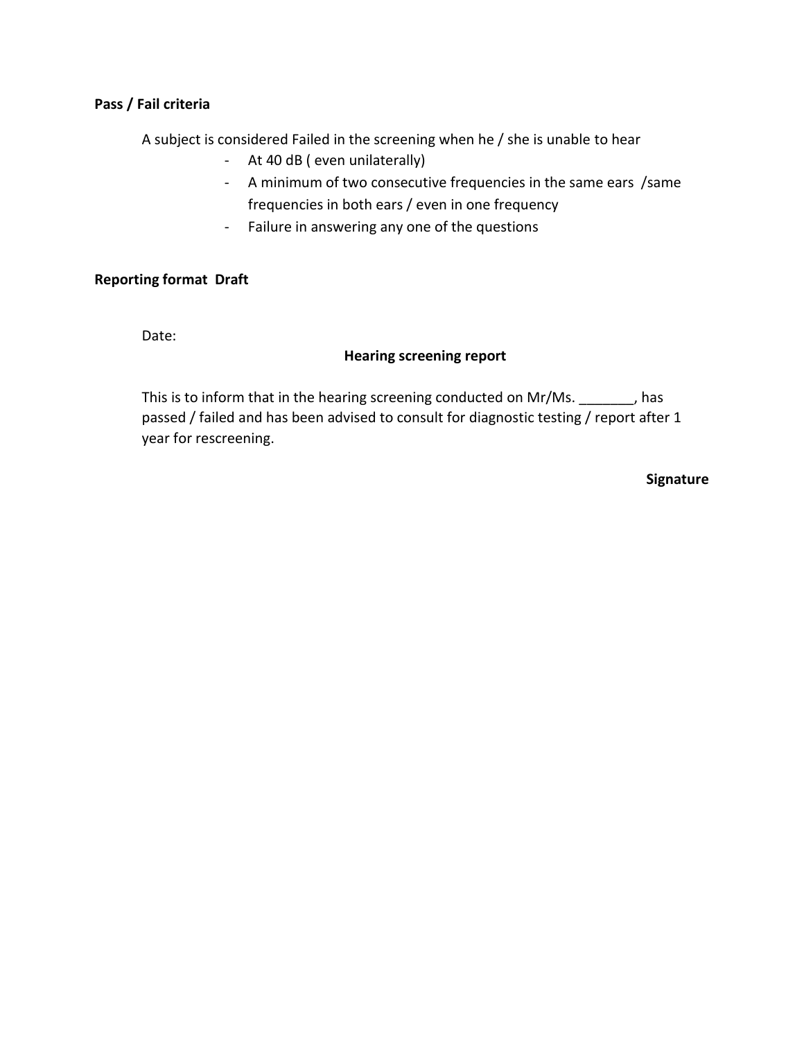**Pass / Fail criteria**

A subject is considered Failed in the screening when he / she is unable to hear

- At 40 dB ( even unilaterally)
- A minimum of two consecutive frequencies in the same ears /same frequencies in both ears / even in one frequency
- Failure in answering any one of the questions

**Reporting format Draft**

Date:

**Hearing screening report**

This is to inform that in the hearing screening conducted on Mr/Ms. _______, has passed / failed and has been advised to consult for diagnostic testing / report after 1 year for rescreening.

**Signature**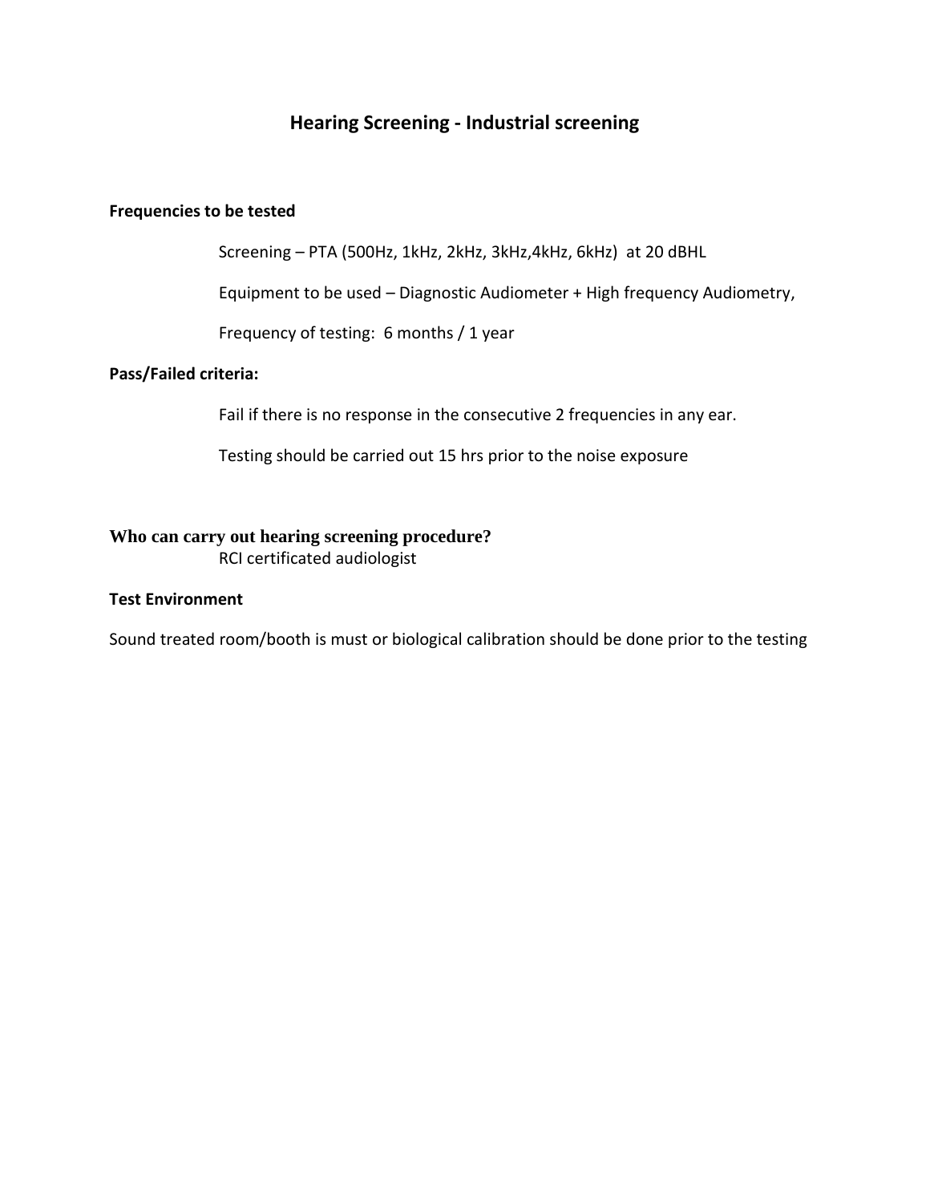# Hearing Screening - Industrial screening

**Frequencies to be tested**

Screening – PTA (500Hz, 1kHz, 2kHz, 3kHz,4kHz, 6kHz) at 20 dBHL

Equipment to be used – Diagnostic Audiometer + High frequency Audiometry,

Frequency of testing: 6 months / 1 year

**Pass/Failed criteria:**

Fail if there is no response in the consecutive 2 frequencies in any ear.

Testing should be carried out 15 hrs prior to the noise exposure

**Who can carry out hearing screening procedure?**

RCI certificated audiologist

**Test Environment**

Sound treated room/booth is must or biological calibration should be done prior to the testing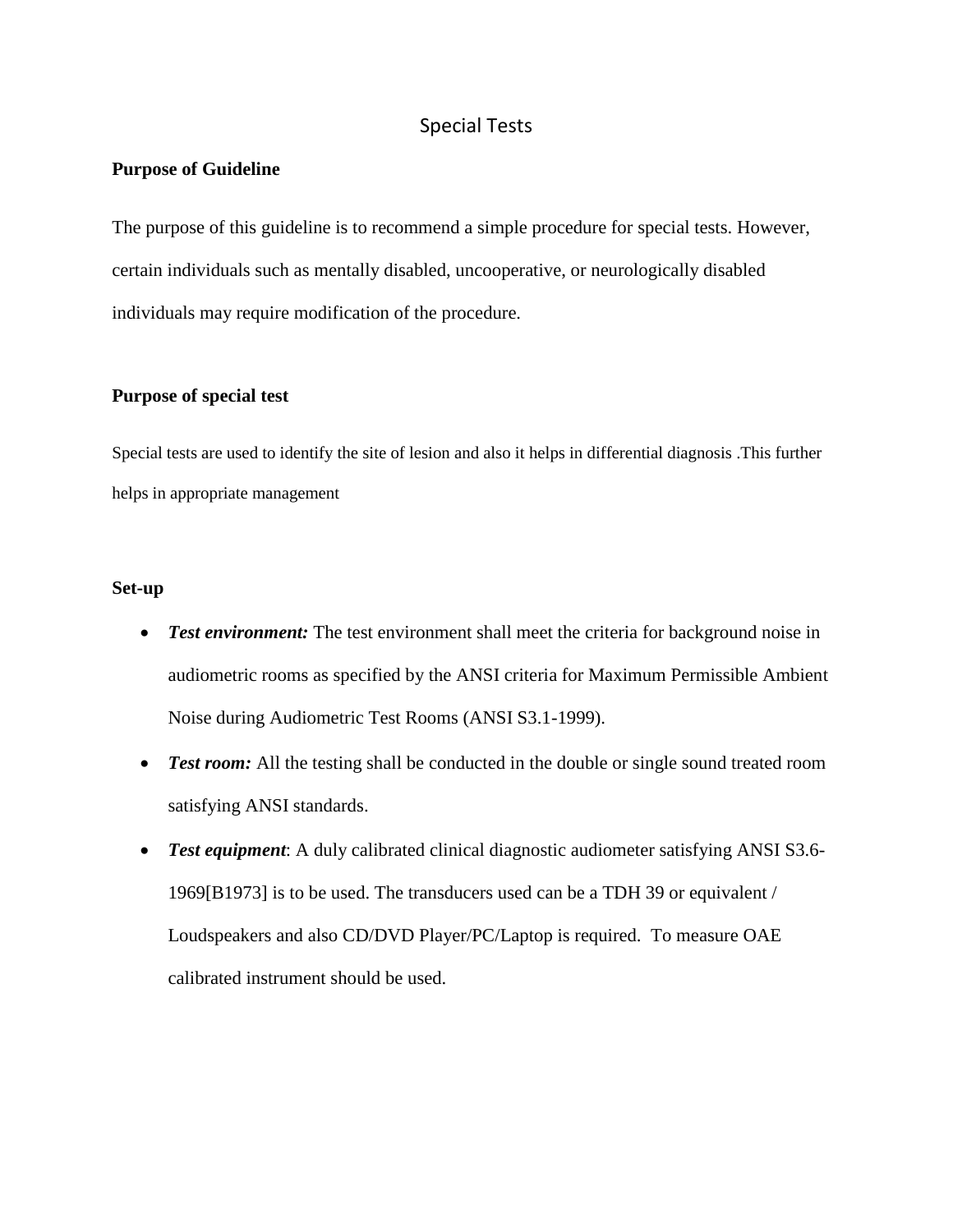# Special Tests

## Purpose of Guideline

The purpose of this guideline is to recommend a simple procedure for special tests. However, certain individuals such as mentally disabled, uncooperative, or neurologically disabled individuals may require modification of the procedure.

## Purpose of special test

Special tests are used to identify the site of lesion and also it helps in differential diagnosis .This further helps in appropriate management

## Set-up

- ***Test environment:*** The test environment shall meet the criteria for background noise in audiometric rooms as specified by the ANSI criteria for Maximum Permissible Ambient Noise during Audiometric Test Rooms (ANSI S3.1-1999).
- ***Test room:*** All the testing shall be conducted in the double or single sound treated room satisfying ANSI standards.
- ***Test equipment***: A duly calibrated clinical diagnostic audiometer satisfying ANSI S3.6-1969[B1973] is to be used. The transducers used can be a TDH 39 or equivalent / Loudspeakers and also CD/DVD Player/PC/Laptop is required. To measure OAE calibrated instrument should be used.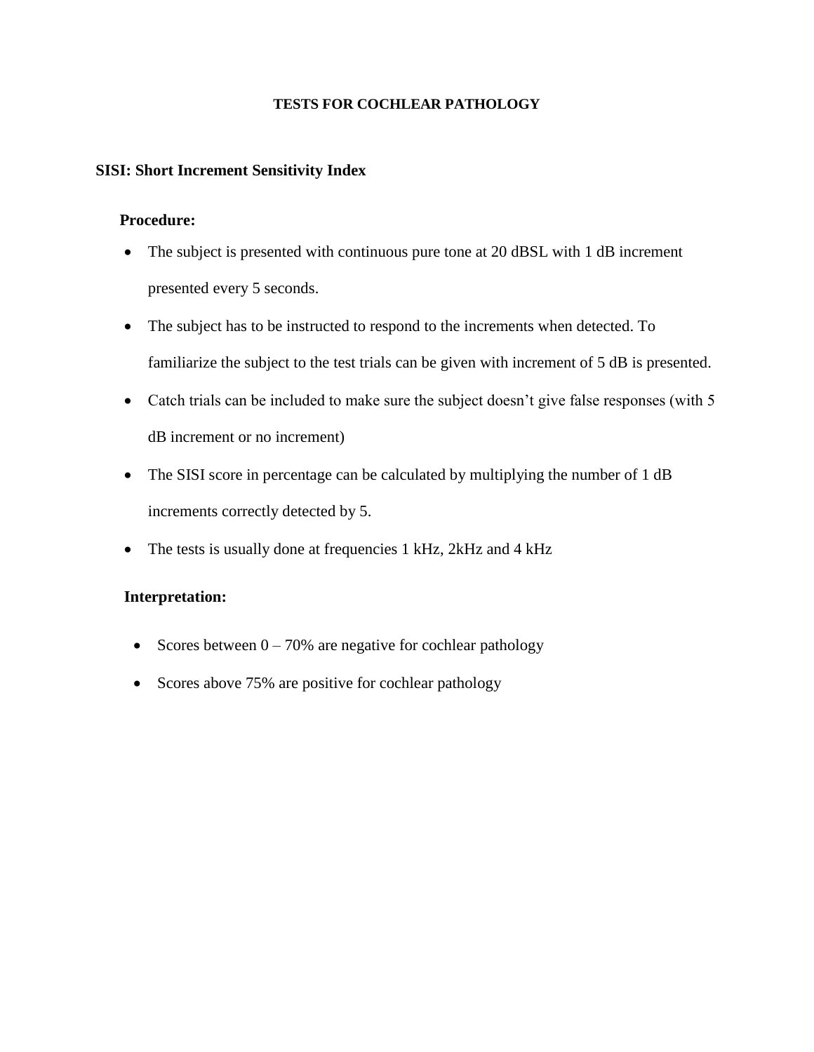# TESTS FOR COCHLEAR PATHOLOGY

## SISI: Short Increment Sensitivity Index

### Procedure:

- The subject is presented with continuous pure tone at 20 dBSL with 1 dB increment presented every 5 seconds.
- The subject has to be instructed to respond to the increments when detected. To familiarize the subject to the test trials can be given with increment of 5 dB is presented.
- Catch trials can be included to make sure the subject doesn't give false responses (with 5 dB increment or no increment)
- The SISI score in percentage can be calculated by multiplying the number of 1 dB increments correctly detected by 5.
- The tests is usually done at frequencies 1 kHz, 2kHz and 4 kHz

### Interpretation:

- Scores between 0 – 70% are negative for cochlear pathology
- Scores above 75% are positive for cochlear pathology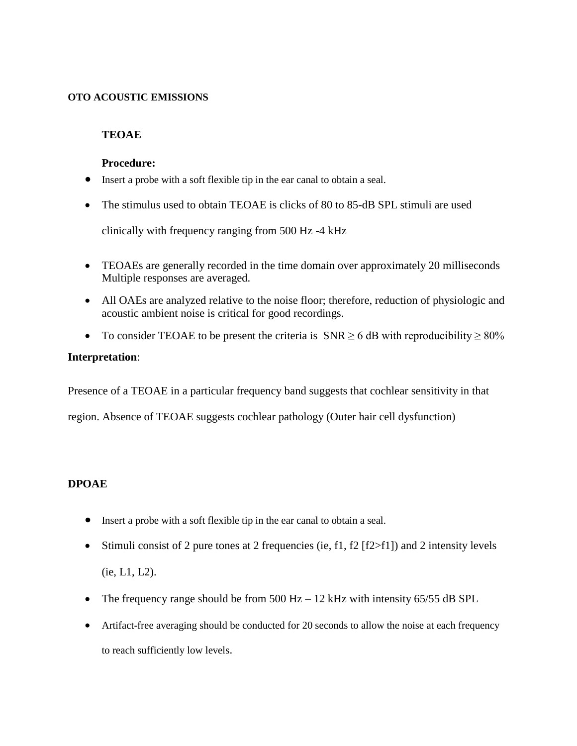**OTO ACOUSTIC EMISSIONS**

**TEOAE**

**Procedure:**

- Insert a probe with a soft flexible tip in the ear canal to obtain a seal.
- The stimulus used to obtain TEOAE is clicks of 80 to 85-dB SPL stimuli are used clinically with frequency ranging from 500 Hz -4 kHz
- TEOAEs are generally recorded in the time domain over approximately 20 milliseconds Multiple responses are averaged.
- All OAEs are analyzed relative to the noise floor; therefore, reduction of physiologic and acoustic ambient noise is critical for good recordings.
- To consider TEOAE to be present the criteria is SNR ≥ 6 dB with reproducibility ≥ 80%

**Interpretation**:

Presence of a TEOAE in a particular frequency band suggests that cochlear sensitivity in that region. Absence of TEOAE suggests cochlear pathology (Outer hair cell dysfunction)

**DPOAE**

- Insert a probe with a soft flexible tip in the ear canal to obtain a seal.
- Stimuli consist of 2 pure tones at 2 frequencies (ie, f1, f2 [f2>f1]) and 2 intensity levels (ie, L1, L2).
- The frequency range should be from 500 Hz – 12 kHz with intensity 65/55 dB SPL
- Artifact-free averaging should be conducted for 20 seconds to allow the noise at each frequency to reach sufficiently low levels.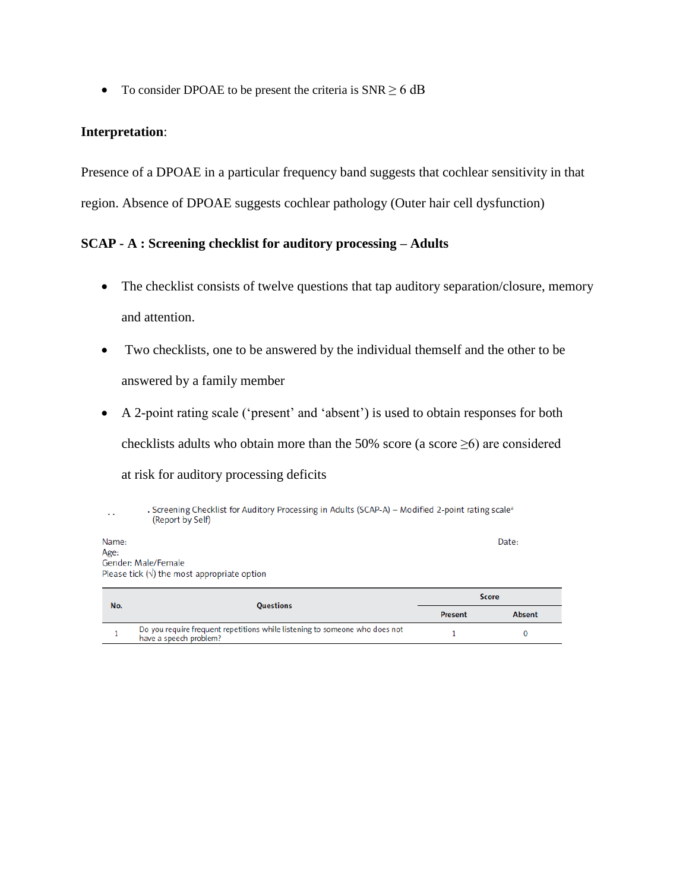- To consider DPOAE to be present the criteria is SNR ≥ 6 dB

**Interpretation**:

Presence of a DPOAE in a particular frequency band suggests that cochlear sensitivity in that region. Absence of DPOAE suggests cochlear pathology (Outer hair cell dysfunction)

**SCAP - A : Screening checklist for auditory processing – Adults**

- The checklist consists of twelve questions that tap auditory separation/closure, memory and attention.
- Two checklists, one to be answered by the individual themself and the other to be answered by a family member
- A 2-point rating scale ('present' and 'absent') is used to obtain responses for both checklists adults who obtain more than the 50% score (a score ≥6) are considered at risk for auditory processing deficits

. Screening Checklist for Auditory Processing in Adults (SCAP-A) – Modified 2-point rating scale[a] (Report by Self)

Name: Date:
Age:
Gender: Male/Female
Please tick (√) the most appropriate option

| No. | Questions | Score | |
|---|---|---|---|
| | | Present | Absent |
| 1 | Do you require frequent repetitions while listening to someone who does not have a speech problem? | 1 | 0 |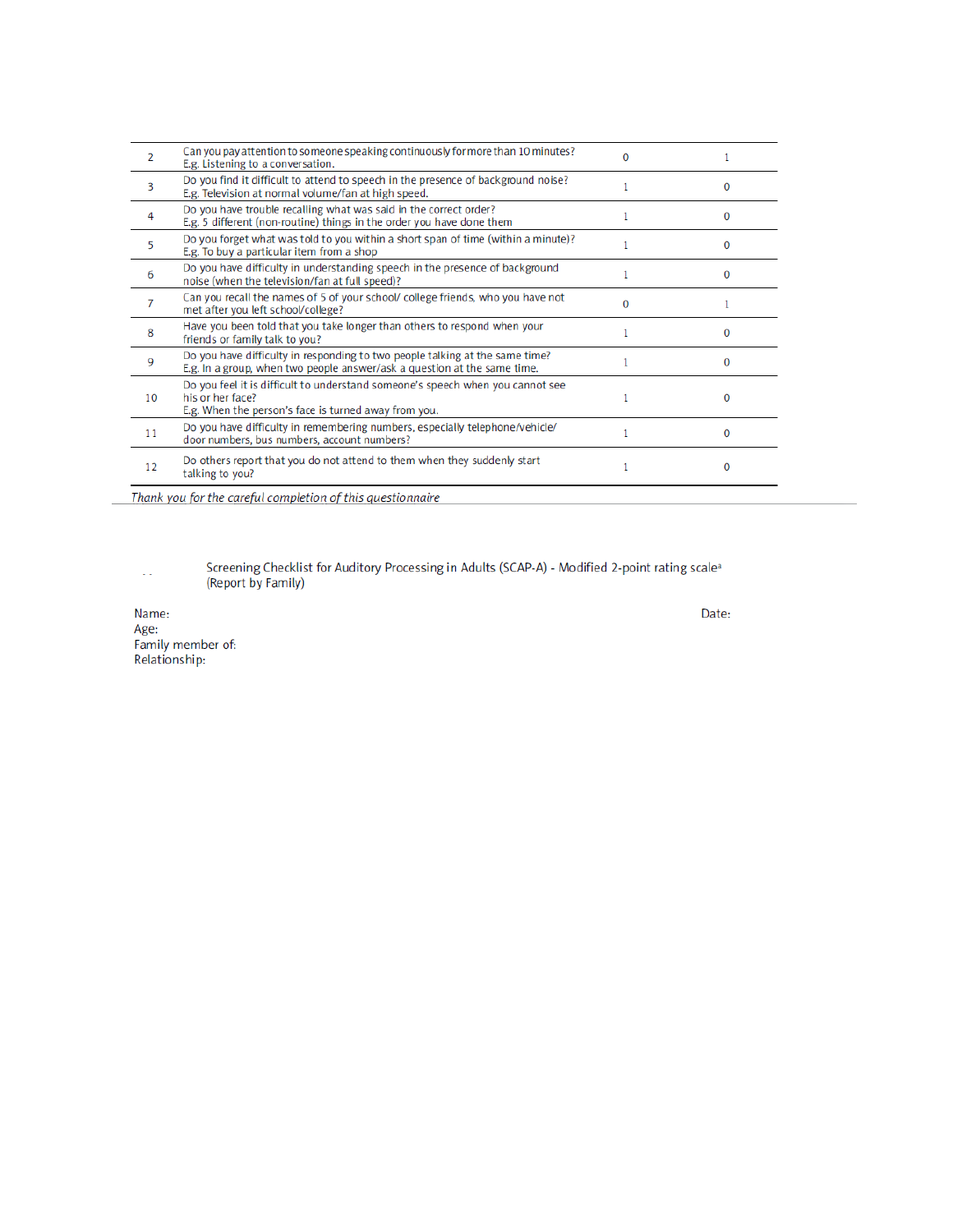| | | | |
|---|---|---|---|
| 2 | Can you pay attention to someone speaking continuously for more than 10 minutes?<br>E.g. Listening to a conversation. | 0 | 1 |
| 3 | Do you find it difficult to attend to speech in the presence of background noise?<br>E.g. Television at normal volume/fan at high speed. | 1 | 0 |
| 4 | Do you have trouble recalling what was said in the correct order?<br>E.g. 5 different (non-routine) things in the order you have done them | 1 | 0 |
| 5 | Do you forget what was told to you within a short span of time (within a minute)?<br>E.g. To buy a particular item from a shop | 1 | 0 |
| 6 | Do you have difficulty in understanding speech in the presence of background noise (when the television/fan at full speed)? | 1 | 0 |
| 7 | Can you recall the names of 5 of your school/ college friends, who you have not met after you left school/college? | 0 | 1 |
| 8 | Have you been told that you take longer than others to respond when your friends or family talk to you? | 1 | 0 |
| 9 | Do you have difficulty in responding to two people talking at the same time?<br>E.g. In a group, when two people answer/ask a question at the same time. | 1 | 0 |
| 10 | Do you feel it is difficult to understand someone's speech when you cannot see his or her face?<br>E.g. When the person's face is turned away from you. | 1 | 0 |
| 11 | Do you have difficulty in remembering numbers, especially telephone/vehicle/ door numbers, bus numbers, account numbers? | 1 | 0 |
| 12 | Do others report that you do not attend to them when they suddenly start talking to you? | 1 | 0 |

*Thank you for the careful completion of this questionnaire*

Screening Checklist for Auditory Processing in Adults (SCAP-A) - Modified 2-point rating scale[a] (Report by Family)

Name: Date:

Age:

Family member of:

Relationship: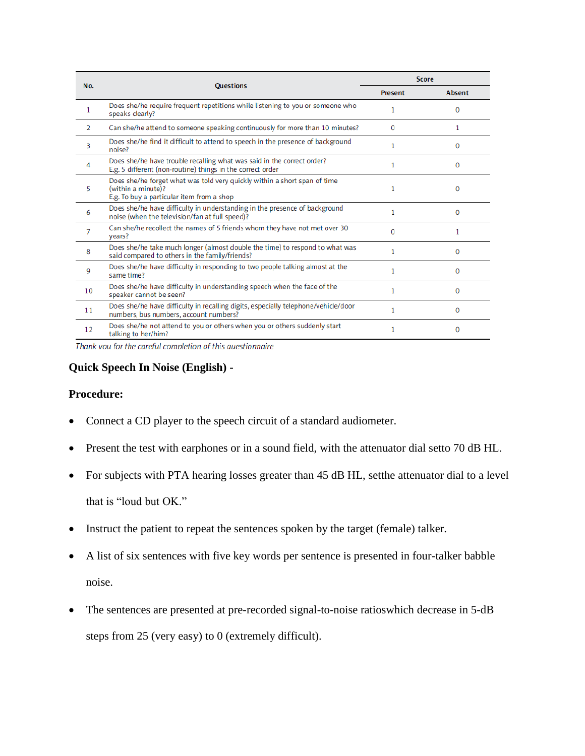| No. | Questions | Score | |
|---|---|---|---|
| | | Present | Absent |
| 1 | Does she/he require frequent repetitions while listening to you or someone who speaks clearly? | 1 | 0 |
| 2 | Can she/he attend to someone speaking continuously for more than 10 minutes? | 0 | 1 |
| 3 | Does she/he find it difficult to attend to speech in the presence of background noise? | 1 | 0 |
| 4 | Does she/he have trouble recalling what was said in the correct order? E.g. 5 different (non-routine) things in the correct order | 1 | 0 |
| 5 | Does she/he forget what was told very quickly within a short span of time (within a minute)? E.g. To buy a particular item from a shop | 1 | 0 |
| 6 | Does she/he have difficulty in understanding in the presence of background noise (when the television/fan at full speed)? | 1 | 0 |
| 7 | Can she/he recollect the names of 5 friends whom they have not met over 30 years? | 0 | 1 |
| 8 | Does she/he take much longer (almost double the time) to respond to what was said compared to others in the family/friends? | 1 | 0 |
| 9 | Does she/he have difficulty in responding to two people talking almost at the same time? | 1 | 0 |
| 10 | Does she/he have difficulty in understanding speech when the face of the speaker cannot be seen? | 1 | 0 |
| 11 | Does she/he have difficulty in recalling digits, especially telephone/vehicle/door numbers, bus numbers, account numbers? | 1 | 0 |
| 12 | Does she/he not attend to you or others when you or others suddenly start talking to her/him? | 1 | 0 |

*Thank you for the careful completion of this questionnaire*

**Quick Speech In Noise (English) -**

**Procedure:**

- Connect a CD player to the speech circuit of a standard audiometer.
- Present the test with earphones or in a sound field, with the attenuator dial setto 70 dB HL.
- For subjects with PTA hearing losses greater than 45 dB HL, setthe attenuator dial to a level that is “loud but OK.”
- Instruct the patient to repeat the sentences spoken by the target (female) talker.
- A list of six sentences with five key words per sentence is presented in four-talker babble noise.
- The sentences are presented at pre-recorded signal-to-noise ratioswhich decrease in 5-dB steps from 25 (very easy) to 0 (extremely difficult).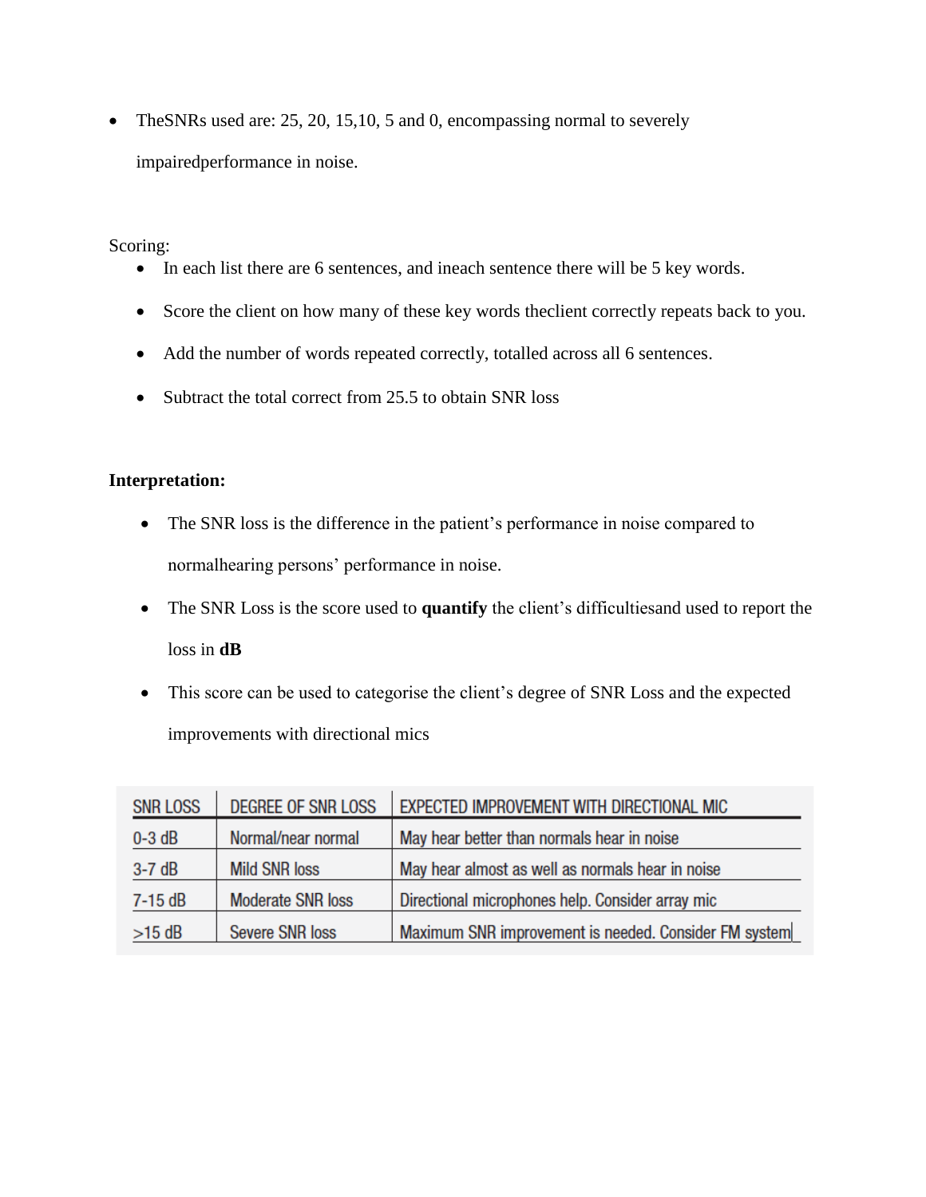- TheSNRs used are: 25, 20, 15,10, 5 and 0, encompassing normal to severely impairedperformance in noise.

Scoring:

- In each list there are 6 sentences, and ineach sentence there will be 5 key words.
- Score the client on how many of these key words theclient correctly repeats back to you.
- Add the number of words repeated correctly, totalled across all 6 sentences.
- Subtract the total correct from 25.5 to obtain SNR loss

**Interpretation:**

- The SNR loss is the difference in the patient's performance in noise compared to normalhearing persons' performance in noise.
- The SNR Loss is the score used to **quantify** the client's difficultiesand used to report the loss in **dB**
- This score can be used to categorise the client's degree of SNR Loss and the expected improvements with directional mics

| SNR LOSS | DEGREE OF SNR LOSS | EXPECTED IMPROVEMENT WITH DIRECTIONAL MIC |
|---|---|---|
| 0-3 dB | Normal/near normal | May hear better than normals hear in noise |
| 3-7 dB | Mild SNR loss | May hear almost as well as normals hear in noise |
| 7-15 dB | Moderate SNR loss | Directional microphones help. Consider array mic |
| >15 dB | Severe SNR loss | Maximum SNR improvement is needed. Consider FM system |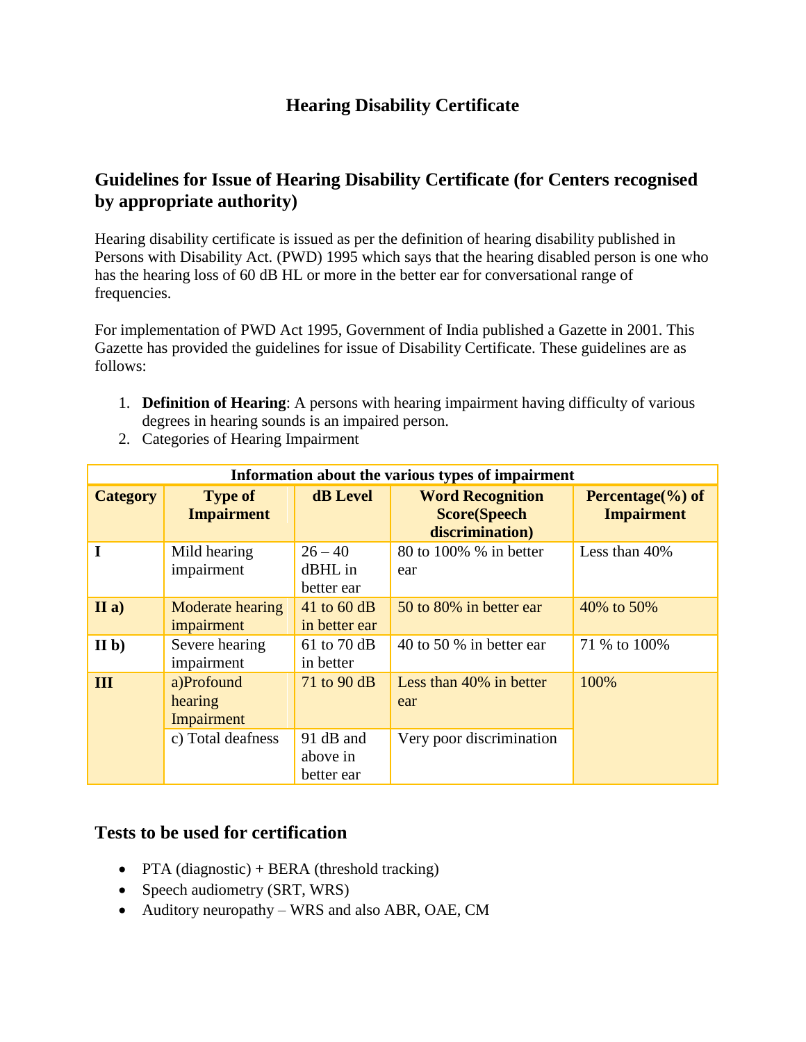# Hearing Disability Certificate

## Guidelines for Issue of Hearing Disability Certificate (for Centers recognised by appropriate authority)

Hearing disability certificate is issued as per the definition of hearing disability published in Persons with Disability Act. (PWD) 1995 which says that the hearing disabled person is one who has the hearing loss of 60 dB HL or more in the better ear for conversational range of frequencies.

For implementation of PWD Act 1995, Government of India published a Gazette in 2001. This Gazette has provided the guidelines for issue of Disability Certificate. These guidelines are as follows:

1. **Definition of Hearing**: A persons with hearing impairment having difficulty of various degrees in hearing sounds is an impaired person.
2. Categories of Hearing Impairment

| Information about the various types of impairment | | | | |
|---|---|---|---|---|
| **Category** | **Type of Impairment** | **dB Level** | **Word Recognition Score(Speech discrimination)** | **Percentage(%) of Impairment** |
| **I** | Mild hearing impairment | 26 – 40 dBHL in better ear | 80 to 100% % in better ear | Less than 40% |
| **II a)** | Moderate hearing impairment | 41 to 60 dB in better ear | 50 to 80% in better ear | 40% to 50% |
| **II b)** | Severe hearing impairment | 61 to 70 dB in better | 40 to 50 % in better ear | 71 % to 100% |
| **III** | a)Profound hearing Impairment | 71 to 90 dB | Less than 40% in better ear | 100% |
| | c) Total deafness | 91 dB and above in better ear | Very poor discrimination | |

## Tests to be used for certification

- PTA (diagnostic) + BERA (threshold tracking)
- Speech audiometry (SRT, WRS)
- Auditory neuropathy – WRS and also ABR, OAE, CM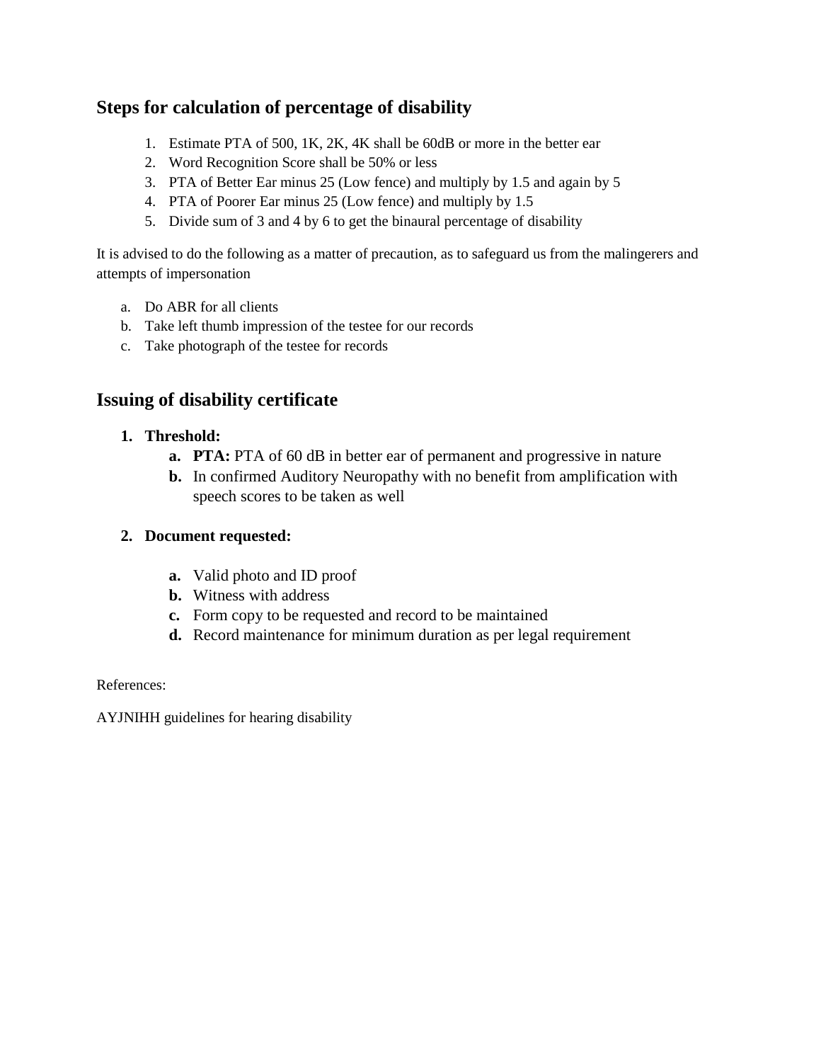## Steps for calculation of percentage of disability

1. Estimate PTA of 500, 1K, 2K, 4K shall be 60dB or more in the better ear
2. Word Recognition Score shall be 50% or less
3. PTA of Better Ear minus 25 (Low fence) and multiply by 1.5 and again by 5
4. PTA of Poorer Ear minus 25 (Low fence) and multiply by 1.5
5. Divide sum of 3 and 4 by 6 to get the binaural percentage of disability

It is advised to do the following as a matter of precaution, as to safeguard us from the malingerers and attempts of impersonation

a. Do ABR for all clients
b. Take left thumb impression of the testee for our records
c. Take photograph of the testee for records

## Issuing of disability certificate

1. **Threshold:**
   a. **PTA:** PTA of 60 dB in better ear of permanent and progressive in nature
   b. In confirmed Auditory Neuropathy with no benefit from amplification with speech scores to be taken as well

2. **Document requested:**
   a. Valid photo and ID proof
   b. Witness with address
   c. Form copy to be requested and record to be maintained
   d. Record maintenance for minimum duration as per legal requirement

References:

AYJNIHH guidelines for hearing disability